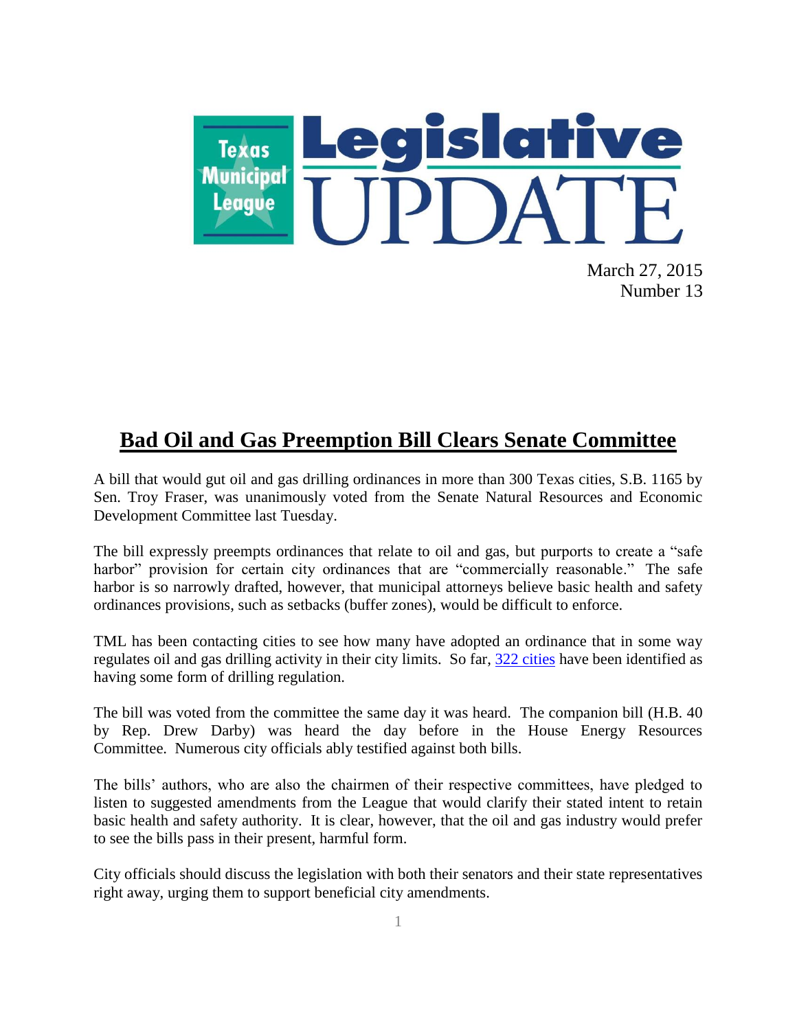# Texas Municipal League Legislative UPDATE

March 27, 2015
Number 13

## Bad Oil and Gas Preemption Bill Clears Senate Committee

A bill that would gut oil and gas drilling ordinances in more than 300 Texas cities, S.B. 1165 by Sen. Troy Fraser, was unanimously voted from the Senate Natural Resources and Economic Development Committee last Tuesday.

The bill expressly preempts ordinances that relate to oil and gas, but purports to create a "safe harbor" provision for certain city ordinances that are "commercially reasonable." The safe harbor is so narrowly drafted, however, that municipal attorneys believe basic health and safety ordinances provisions, such as setbacks (buffer zones), would be difficult to enforce.

TML has been contacting cities to see how many have adopted an ordinance that in some way regulates oil and gas drilling activity in their city limits. So far, 322 cities have been identified as having some form of drilling regulation.

The bill was voted from the committee the same day it was heard. The companion bill (H.B. 40 by Rep. Drew Darby) was heard the day before in the House Energy Resources Committee. Numerous city officials ably testified against both bills.

The bills' authors, who are also the chairmen of their respective committees, have pledged to listen to suggested amendments from the League that would clarify their stated intent to retain basic health and safety authority. It is clear, however, that the oil and gas industry would prefer to see the bills pass in their present, harmful form.

City officials should discuss the legislation with both their senators and their state representatives right away, urging them to support beneficial city amendments.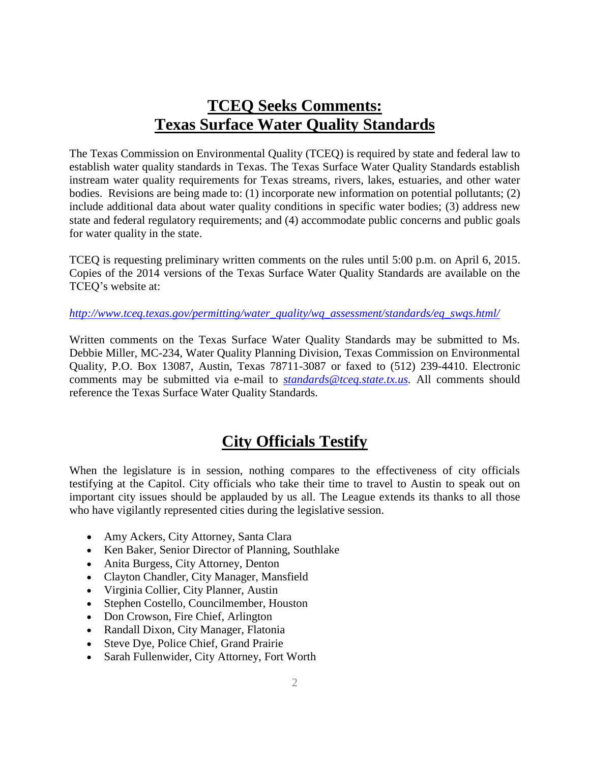## TCEQ Seeks Comments: Texas Surface Water Quality Standards

The Texas Commission on Environmental Quality (TCEQ) is required by state and federal law to establish water quality standards in Texas. The Texas Surface Water Quality Standards establish instream water quality requirements for Texas streams, rivers, lakes, estuaries, and other water bodies. Revisions are being made to: (1) incorporate new information on potential pollutants; (2) include additional data about water quality conditions in specific water bodies; (3) address new state and federal regulatory requirements; and (4) accommodate public concerns and public goals for water quality in the state.

TCEQ is requesting preliminary written comments on the rules until 5:00 p.m. on April 6, 2015. Copies of the 2014 versions of the Texas Surface Water Quality Standards are available on the TCEQ's website at:

*http://www.tceq.texas.gov/permitting/water_quality/wq_assessment/standards/eq_swqs.html/*

Written comments on the Texas Surface Water Quality Standards may be submitted to Ms. Debbie Miller, MC-234, Water Quality Planning Division, Texas Commission on Environmental Quality, P.O. Box 13087, Austin, Texas 78711-3087 or faxed to (512) 239-4410. Electronic comments may be submitted via e-mail to *standards@tceq.state.tx.us*. All comments should reference the Texas Surface Water Quality Standards.

## City Officials Testify

When the legislature is in session, nothing compares to the effectiveness of city officials testifying at the Capitol. City officials who take their time to travel to Austin to speak out on important city issues should be applauded by us all. The League extends its thanks to all those who have vigilantly represented cities during the legislative session.

- Amy Ackers, City Attorney, Santa Clara
- Ken Baker, Senior Director of Planning, Southlake
- Anita Burgess, City Attorney, Denton
- Clayton Chandler, City Manager, Mansfield
- Virginia Collier, City Planner, Austin
- Stephen Costello, Councilmember, Houston
- Don Crowson, Fire Chief, Arlington
- Randall Dixon, City Manager, Flatonia
- Steve Dye, Police Chief, Grand Prairie
- Sarah Fullenwider, City Attorney, Fort Worth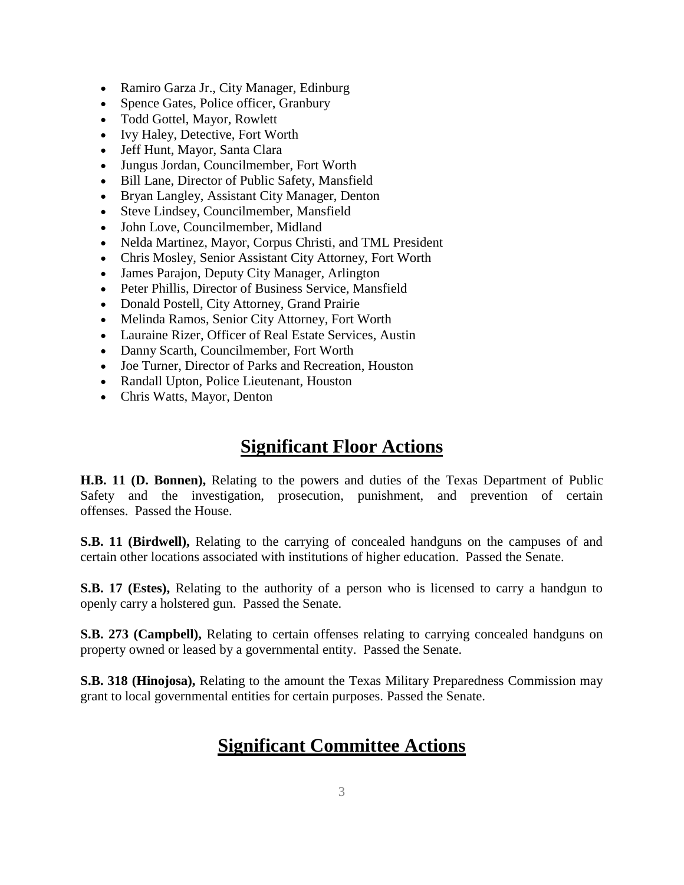- Ramiro Garza Jr., City Manager, Edinburg
- Spence Gates, Police officer, Granbury
- Todd Gottel, Mayor, Rowlett
- Ivy Haley, Detective, Fort Worth
- Jeff Hunt, Mayor, Santa Clara
- Jungus Jordan, Councilmember, Fort Worth
- Bill Lane, Director of Public Safety, Mansfield
- Bryan Langley, Assistant City Manager, Denton
- Steve Lindsey, Councilmember, Mansfield
- John Love, Councilmember, Midland
- Nelda Martinez, Mayor, Corpus Christi, and TML President
- Chris Mosley, Senior Assistant City Attorney, Fort Worth
- James Parajon, Deputy City Manager, Arlington
- Peter Phillis, Director of Business Service, Mansfield
- Donald Postell, City Attorney, Grand Prairie
- Melinda Ramos, Senior City Attorney, Fort Worth
- Lauraine Rizer, Officer of Real Estate Services, Austin
- Danny Scarth, Councilmember, Fort Worth
- Joe Turner, Director of Parks and Recreation, Houston
- Randall Upton, Police Lieutenant, Houston
- Chris Watts, Mayor, Denton

## Significant Floor Actions

**H.B. 11 (D. Bonnen),** Relating to the powers and duties of the Texas Department of Public Safety and the investigation, prosecution, punishment, and prevention of certain offenses. Passed the House.

**S.B. 11 (Birdwell),** Relating to the carrying of concealed handguns on the campuses of and certain other locations associated with institutions of higher education. Passed the Senate.

**S.B. 17 (Estes),** Relating to the authority of a person who is licensed to carry a handgun to openly carry a holstered gun. Passed the Senate.

**S.B. 273 (Campbell),** Relating to certain offenses relating to carrying concealed handguns on property owned or leased by a governmental entity. Passed the Senate.

**S.B. 318 (Hinojosa),** Relating to the amount the Texas Military Preparedness Commission may grant to local governmental entities for certain purposes. Passed the Senate.

## Significant Committee Actions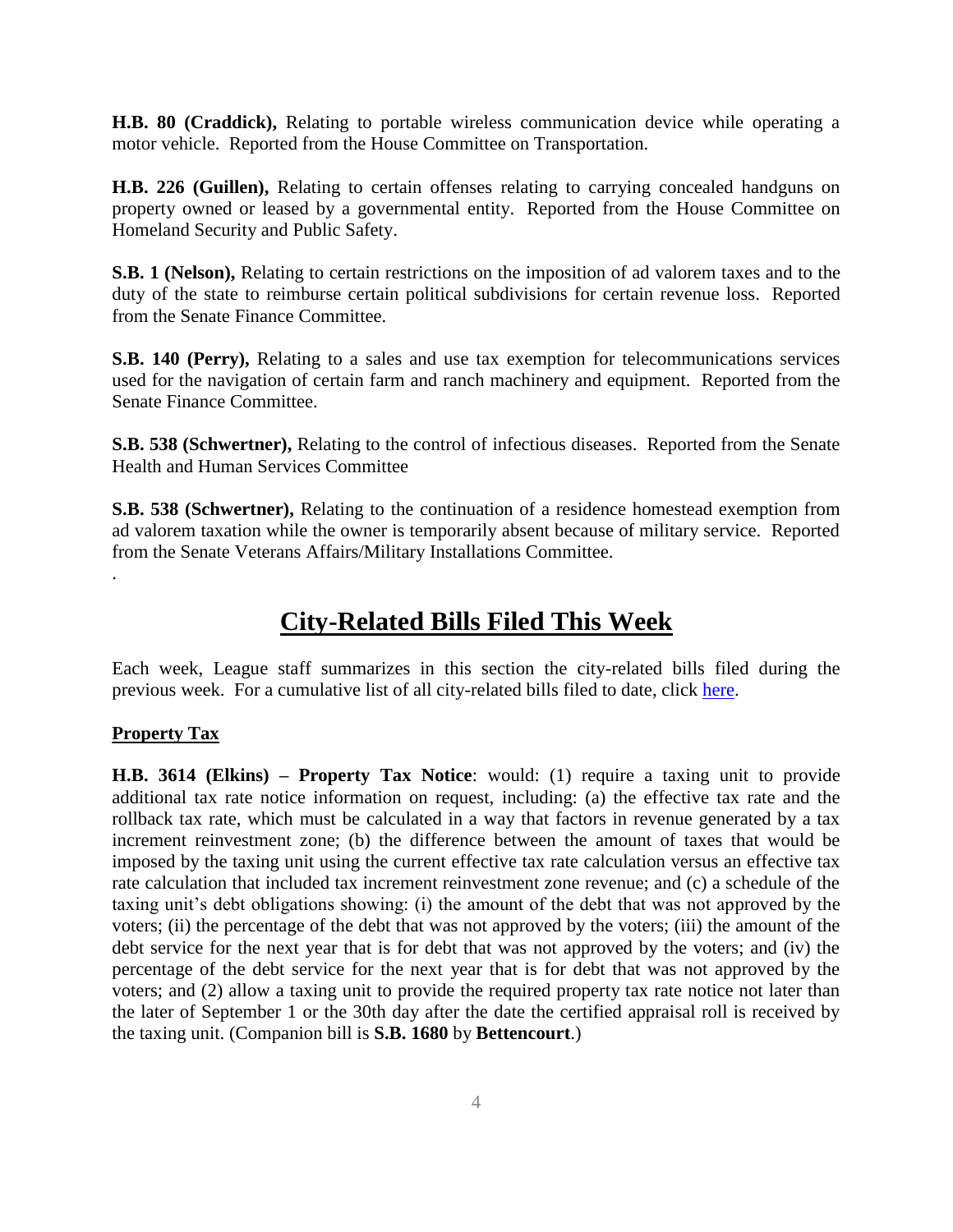**H.B. 80 (Craddick),** Relating to portable wireless communication device while operating a motor vehicle. Reported from the House Committee on Transportation.

**H.B. 226 (Guillen),** Relating to certain offenses relating to carrying concealed handguns on property owned or leased by a governmental entity. Reported from the House Committee on Homeland Security and Public Safety.

**S.B. 1 (Nelson),** Relating to certain restrictions on the imposition of ad valorem taxes and to the duty of the state to reimburse certain political subdivisions for certain revenue loss. Reported from the Senate Finance Committee.

**S.B. 140 (Perry),** Relating to a sales and use tax exemption for telecommunications services used for the navigation of certain farm and ranch machinery and equipment. Reported from the Senate Finance Committee.

**S.B. 538 (Schwertner),** Relating to the control of infectious diseases. Reported from the Senate Health and Human Services Committee

**S.B. 538 (Schwertner),** Relating to the continuation of a residence homestead exemption from ad valorem taxation while the owner is temporarily absent because of military service. Reported from the Senate Veterans Affairs/Military Installations Committee.

.

# City-Related Bills Filed This Week

Each week, League staff summarizes in this section the city-related bills filed during the previous week. For a cumulative list of all city-related bills filed to date, click here.

## Property Tax

**H.B. 3614 (Elkins) – Property Tax Notice**: would: (1) require a taxing unit to provide additional tax rate notice information on request, including: (a) the effective tax rate and the rollback tax rate, which must be calculated in a way that factors in revenue generated by a tax increment reinvestment zone; (b) the difference between the amount of taxes that would be imposed by the taxing unit using the current effective tax rate calculation versus an effective tax rate calculation that included tax increment reinvestment zone revenue; and (c) a schedule of the taxing unit's debt obligations showing: (i) the amount of the debt that was not approved by the voters; (ii) the percentage of the debt that was not approved by the voters; (iii) the amount of the debt service for the next year that is for debt that was not approved by the voters; and (iv) the percentage of the debt service for the next year that is for debt that was not approved by the voters; and (2) allow a taxing unit to provide the required property tax rate notice not later than the later of September 1 or the 30th day after the date the certified appraisal roll is received by the taxing unit. (Companion bill is **S.B. 1680** by **Bettencourt**.)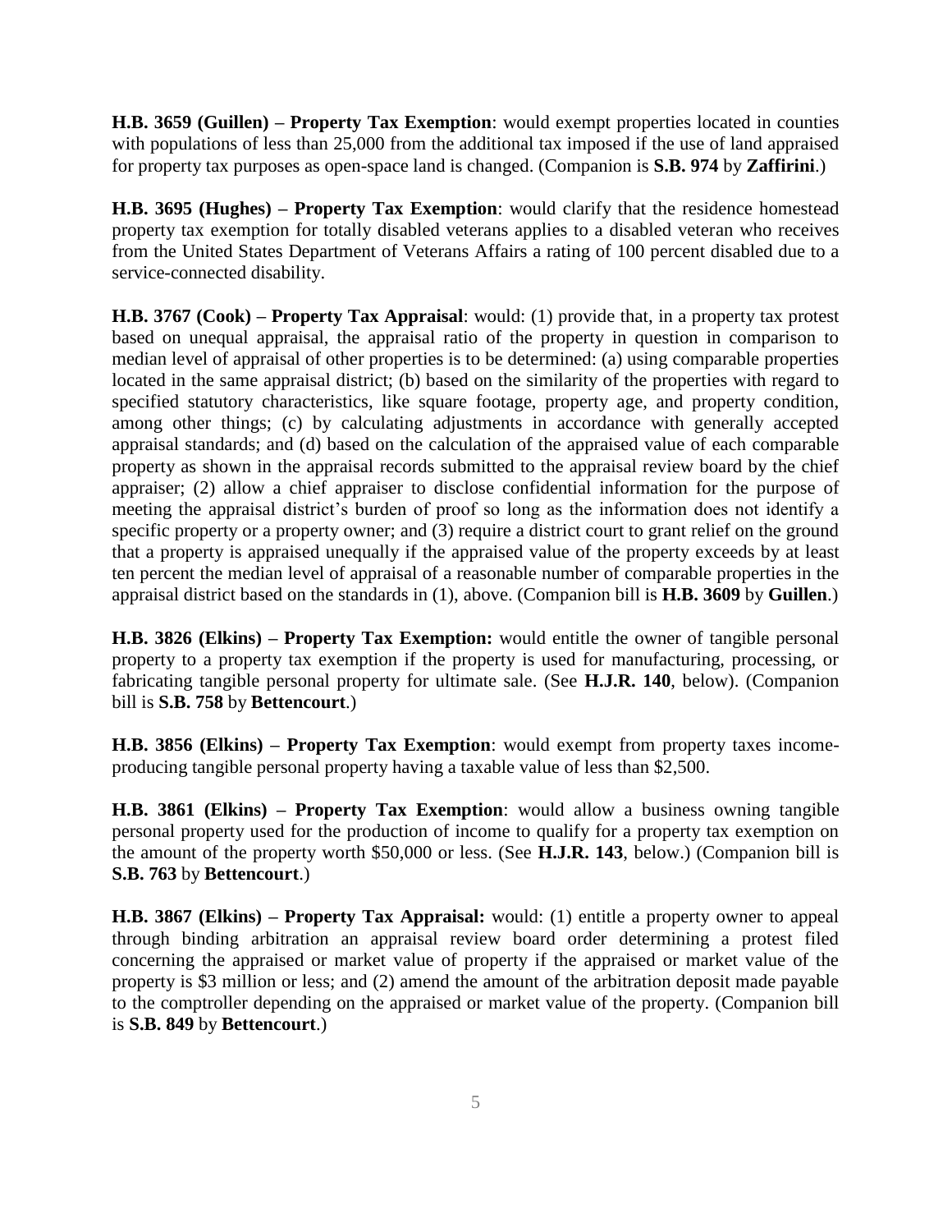**H.B. 3659 (Guillen) – Property Tax Exemption**: would exempt properties located in counties with populations of less than 25,000 from the additional tax imposed if the use of land appraised for property tax purposes as open-space land is changed. (Companion is **S.B. 974** by **Zaffirini**.)

**H.B. 3695 (Hughes) – Property Tax Exemption**: would clarify that the residence homestead property tax exemption for totally disabled veterans applies to a disabled veteran who receives from the United States Department of Veterans Affairs a rating of 100 percent disabled due to a service-connected disability.

**H.B. 3767 (Cook) – Property Tax Appraisal**: would: (1) provide that, in a property tax protest based on unequal appraisal, the appraisal ratio of the property in question in comparison to median level of appraisal of other properties is to be determined: (a) using comparable properties located in the same appraisal district; (b) based on the similarity of the properties with regard to specified statutory characteristics, like square footage, property age, and property condition, among other things; (c) by calculating adjustments in accordance with generally accepted appraisal standards; and (d) based on the calculation of the appraised value of each comparable property as shown in the appraisal records submitted to the appraisal review board by the chief appraiser; (2) allow a chief appraiser to disclose confidential information for the purpose of meeting the appraisal district's burden of proof so long as the information does not identify a specific property or a property owner; and (3) require a district court to grant relief on the ground that a property is appraised unequally if the appraised value of the property exceeds by at least ten percent the median level of appraisal of a reasonable number of comparable properties in the appraisal district based on the standards in (1), above. (Companion bill is **H.B. 3609** by **Guillen**.)

**H.B. 3826 (Elkins) – Property Tax Exemption:** would entitle the owner of tangible personal property to a property tax exemption if the property is used for manufacturing, processing, or fabricating tangible personal property for ultimate sale. (See **H.J.R. 140**, below). (Companion bill is **S.B. 758** by **Bettencourt**.)

**H.B. 3856 (Elkins) – Property Tax Exemption**: would exempt from property taxes income-producing tangible personal property having a taxable value of less than $2,500.

**H.B. 3861 (Elkins) – Property Tax Exemption**: would allow a business owning tangible personal property used for the production of income to qualify for a property tax exemption on the amount of the property worth $50,000 or less. (See **H.J.R. 143**, below.) (Companion bill is **S.B. 763** by **Bettencourt**.)

**H.B. 3867 (Elkins) – Property Tax Appraisal:** would: (1) entitle a property owner to appeal through binding arbitration an appraisal review board order determining a protest filed concerning the appraised or market value of property if the appraised or market value of the property is $3 million or less; and (2) amend the amount of the arbitration deposit made payable to the comptroller depending on the appraised or market value of the property. (Companion bill is **S.B. 849** by **Bettencourt**.)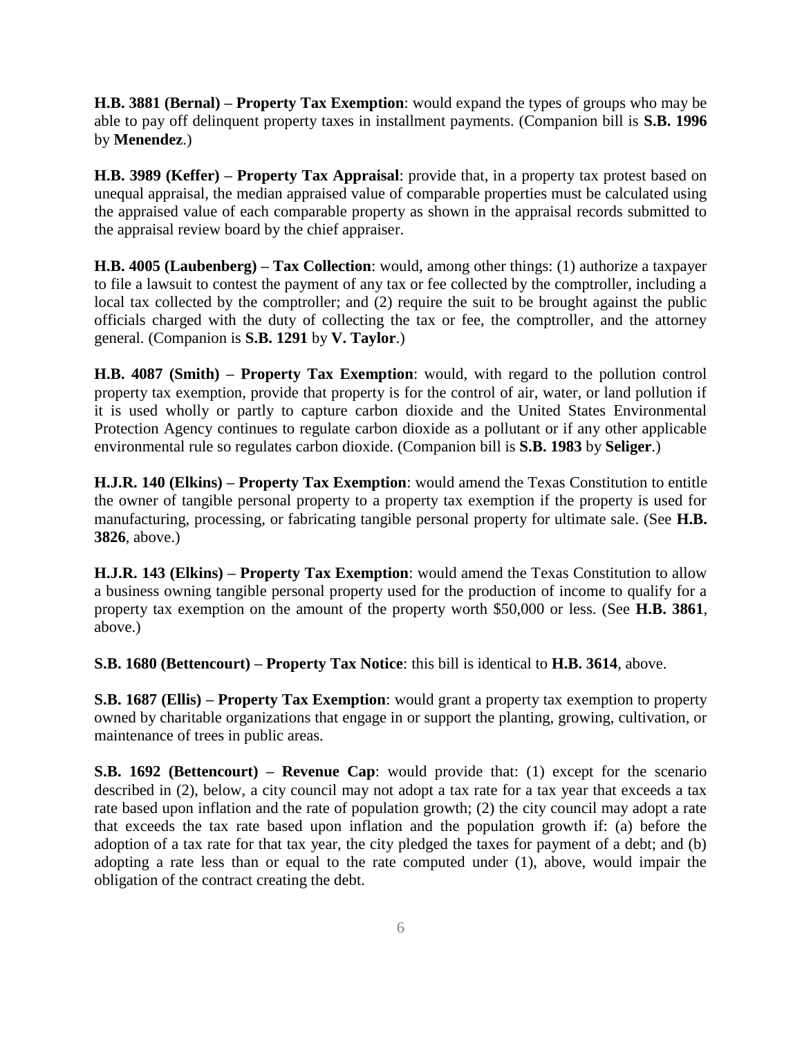**H.B. 3881 (Bernal) – Property Tax Exemption**: would expand the types of groups who may be able to pay off delinquent property taxes in installment payments. (Companion bill is **S.B. 1996** by **Menendez**.)

**H.B. 3989 (Keffer) – Property Tax Appraisal**: provide that, in a property tax protest based on unequal appraisal, the median appraised value of comparable properties must be calculated using the appraised value of each comparable property as shown in the appraisal records submitted to the appraisal review board by the chief appraiser.

**H.B. 4005 (Laubenberg) – Tax Collection**: would, among other things: (1) authorize a taxpayer to file a lawsuit to contest the payment of any tax or fee collected by the comptroller, including a local tax collected by the comptroller; and (2) require the suit to be brought against the public officials charged with the duty of collecting the tax or fee, the comptroller, and the attorney general. (Companion is **S.B. 1291** by **V. Taylor**.)

**H.B. 4087 (Smith) – Property Tax Exemption**: would, with regard to the pollution control property tax exemption, provide that property is for the control of air, water, or land pollution if it is used wholly or partly to capture carbon dioxide and the United States Environmental Protection Agency continues to regulate carbon dioxide as a pollutant or if any other applicable environmental rule so regulates carbon dioxide. (Companion bill is **S.B. 1983** by **Seliger**.)

**H.J.R. 140 (Elkins) – Property Tax Exemption**: would amend the Texas Constitution to entitle the owner of tangible personal property to a property tax exemption if the property is used for manufacturing, processing, or fabricating tangible personal property for ultimate sale. (See **H.B. 3826**, above.)

**H.J.R. 143 (Elkins) – Property Tax Exemption**: would amend the Texas Constitution to allow a business owning tangible personal property used for the production of income to qualify for a property tax exemption on the amount of the property worth $50,000 or less. (See **H.B. 3861**, above.)

**S.B. 1680 (Bettencourt) – Property Tax Notice**: this bill is identical to **H.B. 3614**, above.

**S.B. 1687 (Ellis) – Property Tax Exemption**: would grant a property tax exemption to property owned by charitable organizations that engage in or support the planting, growing, cultivation, or maintenance of trees in public areas.

**S.B. 1692 (Bettencourt) – Revenue Cap**: would provide that: (1) except for the scenario described in (2), below, a city council may not adopt a tax rate for a tax year that exceeds a tax rate based upon inflation and the rate of population growth; (2) the city council may adopt a rate that exceeds the tax rate based upon inflation and the population growth if: (a) before the adoption of a tax rate for that tax year, the city pledged the taxes for payment of a debt; and (b) adopting a rate less than or equal to the rate computed under (1), above, would impair the obligation of the contract creating the debt.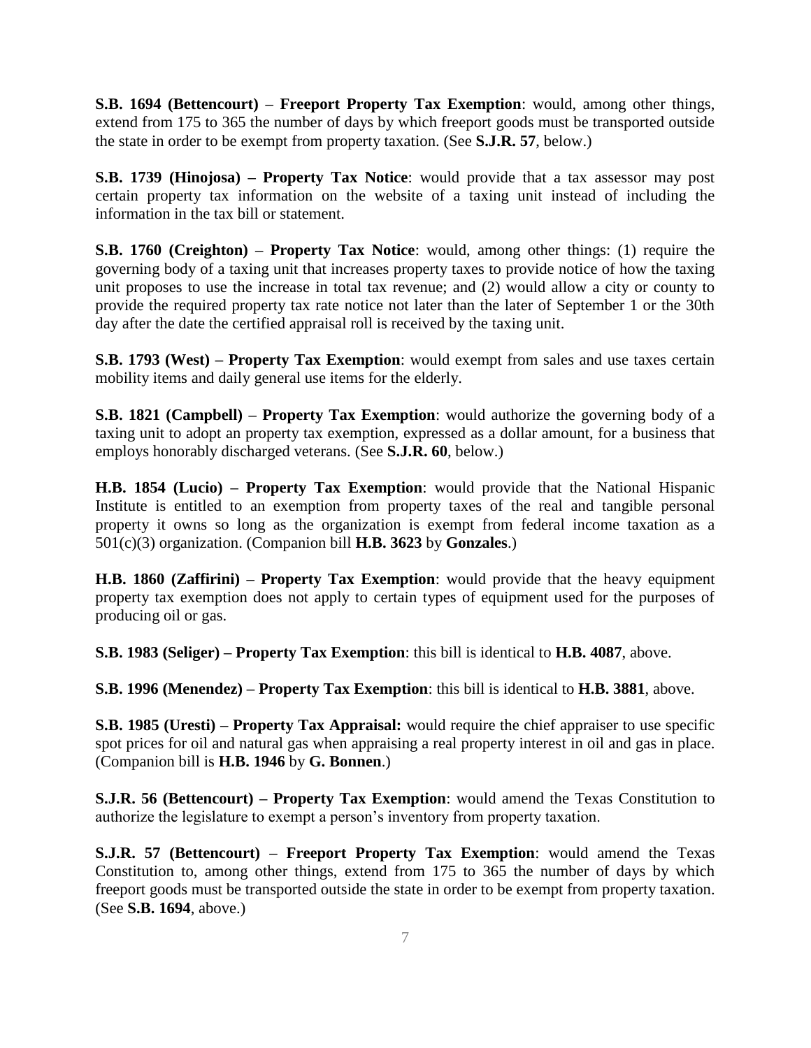**S.B. 1694 (Bettencourt) – Freeport Property Tax Exemption**: would, among other things, extend from 175 to 365 the number of days by which freeport goods must be transported outside the state in order to be exempt from property taxation. (See **S.J.R. 57**, below.)

**S.B. 1739 (Hinojosa) – Property Tax Notice**: would provide that a tax assessor may post certain property tax information on the website of a taxing unit instead of including the information in the tax bill or statement.

**S.B. 1760 (Creighton) – Property Tax Notice**: would, among other things: (1) require the governing body of a taxing unit that increases property taxes to provide notice of how the taxing unit proposes to use the increase in total tax revenue; and (2) would allow a city or county to provide the required property tax rate notice not later than the later of September 1 or the 30th day after the date the certified appraisal roll is received by the taxing unit.

**S.B. 1793 (West) – Property Tax Exemption**: would exempt from sales and use taxes certain mobility items and daily general use items for the elderly.

**S.B. 1821 (Campbell) – Property Tax Exemption**: would authorize the governing body of a taxing unit to adopt an property tax exemption, expressed as a dollar amount, for a business that employs honorably discharged veterans. (See **S.J.R. 60**, below.)

**H.B. 1854 (Lucio) – Property Tax Exemption**: would provide that the National Hispanic Institute is entitled to an exemption from property taxes of the real and tangible personal property it owns so long as the organization is exempt from federal income taxation as a 501(c)(3) organization. (Companion bill **H.B. 3623** by **Gonzales**.)

**H.B. 1860 (Zaffirini) – Property Tax Exemption**: would provide that the heavy equipment property tax exemption does not apply to certain types of equipment used for the purposes of producing oil or gas.

**S.B. 1983 (Seliger) – Property Tax Exemption**: this bill is identical to **H.B. 4087**, above.

**S.B. 1996 (Menendez) – Property Tax Exemption**: this bill is identical to **H.B. 3881**, above.

**S.B. 1985 (Uresti) – Property Tax Appraisal:** would require the chief appraiser to use specific spot prices for oil and natural gas when appraising a real property interest in oil and gas in place. (Companion bill is **H.B. 1946** by **G. Bonnen**.)

**S.J.R. 56 (Bettencourt) – Property Tax Exemption**: would amend the Texas Constitution to authorize the legislature to exempt a person's inventory from property taxation.

**S.J.R. 57 (Bettencourt) – Freeport Property Tax Exemption**: would amend the Texas Constitution to, among other things, extend from 175 to 365 the number of days by which freeport goods must be transported outside the state in order to be exempt from property taxation. (See **S.B. 1694**, above.)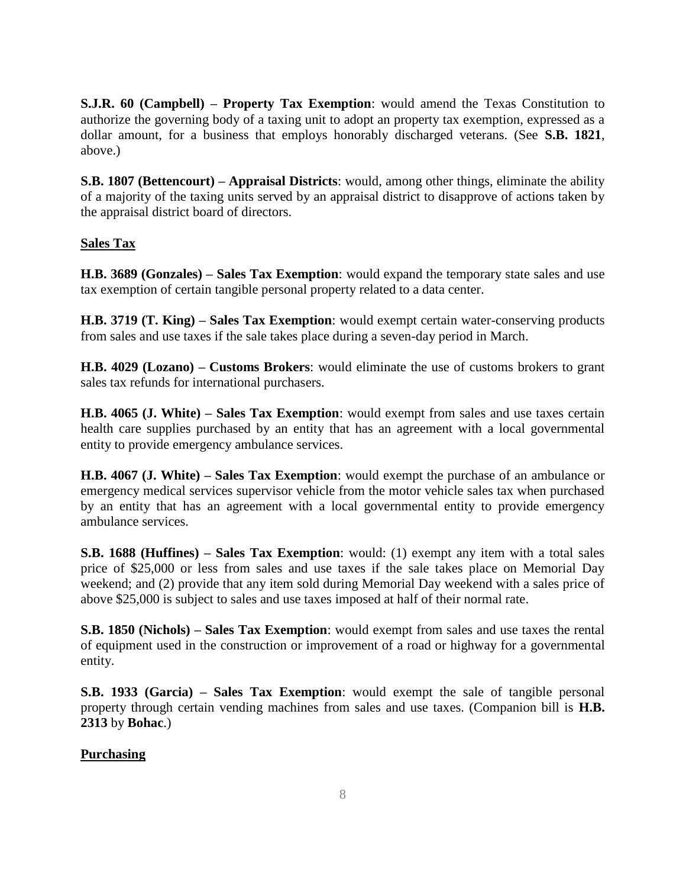**S.J.R. 60 (Campbell) – Property Tax Exemption**: would amend the Texas Constitution to authorize the governing body of a taxing unit to adopt an property tax exemption, expressed as a dollar amount, for a business that employs honorably discharged veterans. (See **S.B. 1821**, above.)

**S.B. 1807 (Bettencourt) – Appraisal Districts**: would, among other things, eliminate the ability of a majority of the taxing units served by an appraisal district to disapprove of actions taken by the appraisal district board of directors.

**Sales Tax**

**H.B. 3689 (Gonzales) – Sales Tax Exemption**: would expand the temporary state sales and use tax exemption of certain tangible personal property related to a data center.

**H.B. 3719 (T. King) – Sales Tax Exemption**: would exempt certain water-conserving products from sales and use taxes if the sale takes place during a seven-day period in March.

**H.B. 4029 (Lozano) – Customs Brokers**: would eliminate the use of customs brokers to grant sales tax refunds for international purchasers.

**H.B. 4065 (J. White) – Sales Tax Exemption**: would exempt from sales and use taxes certain health care supplies purchased by an entity that has an agreement with a local governmental entity to provide emergency ambulance services.

**H.B. 4067 (J. White) – Sales Tax Exemption**: would exempt the purchase of an ambulance or emergency medical services supervisor vehicle from the motor vehicle sales tax when purchased by an entity that has an agreement with a local governmental entity to provide emergency ambulance services.

**S.B. 1688 (Huffines) – Sales Tax Exemption**: would: (1) exempt any item with a total sales price of $25,000 or less from sales and use taxes if the sale takes place on Memorial Day weekend; and (2) provide that any item sold during Memorial Day weekend with a sales price of above $25,000 is subject to sales and use taxes imposed at half of their normal rate.

**S.B. 1850 (Nichols) – Sales Tax Exemption**: would exempt from sales and use taxes the rental of equipment used in the construction or improvement of a road or highway for a governmental entity.

**S.B. 1933 (Garcia) – Sales Tax Exemption**: would exempt the sale of tangible personal property through certain vending machines from sales and use taxes. (Companion bill is **H.B. 2313** by **Bohac**.)

**Purchasing**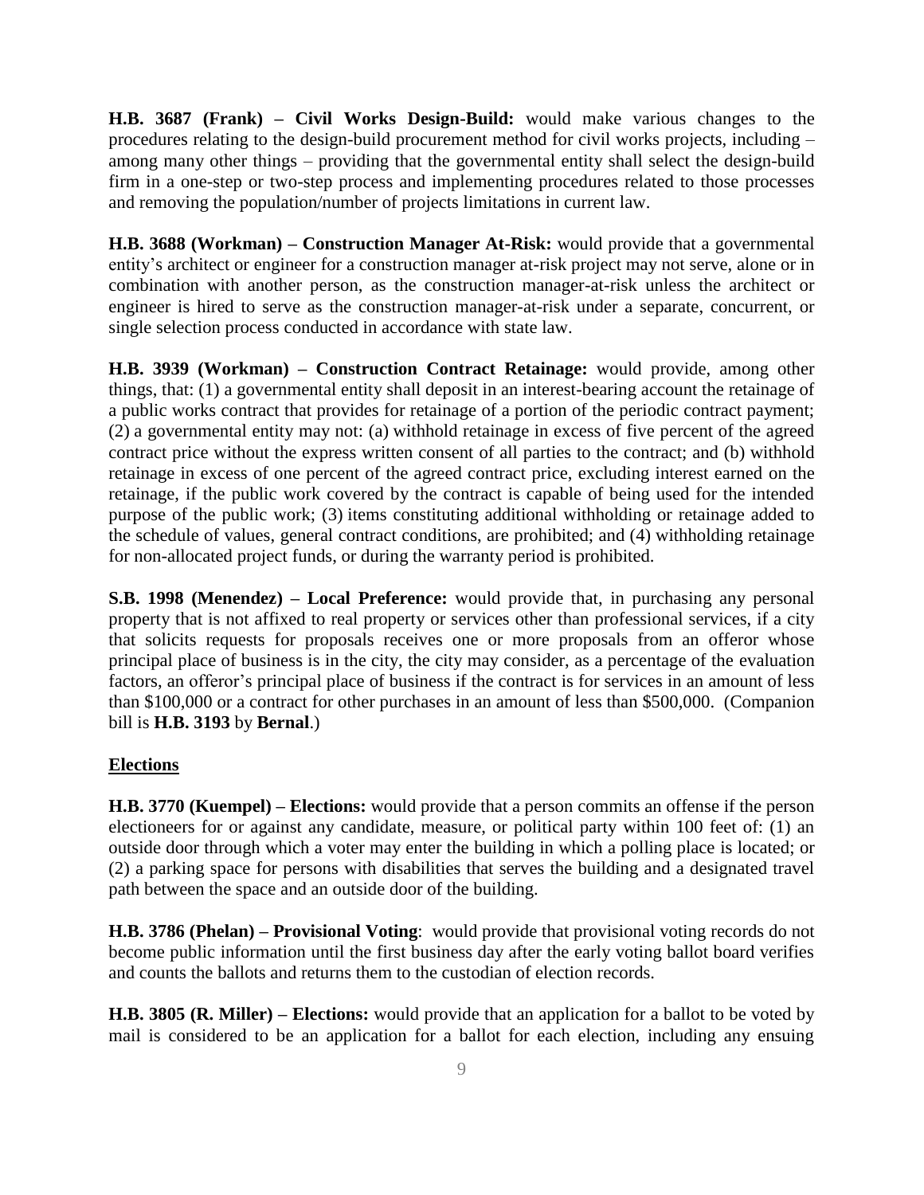**H.B. 3687 (Frank) – Civil Works Design-Build:** would make various changes to the procedures relating to the design-build procurement method for civil works projects, including – among many other things – providing that the governmental entity shall select the design-build firm in a one-step or two-step process and implementing procedures related to those processes and removing the population/number of projects limitations in current law.

**H.B. 3688 (Workman) – Construction Manager At-Risk:** would provide that a governmental entity's architect or engineer for a construction manager at-risk project may not serve, alone or in combination with another person, as the construction manager-at-risk unless the architect or engineer is hired to serve as the construction manager-at-risk under a separate, concurrent, or single selection process conducted in accordance with state law.

**H.B. 3939 (Workman) – Construction Contract Retainage:** would provide, among other things, that: (1) a governmental entity shall deposit in an interest-bearing account the retainage of a public works contract that provides for retainage of a portion of the periodic contract payment; (2) a governmental entity may not: (a) withhold retainage in excess of five percent of the agreed contract price without the express written consent of all parties to the contract; and (b) withhold retainage in excess of one percent of the agreed contract price, excluding interest earned on the retainage, if the public work covered by the contract is capable of being used for the intended purpose of the public work; (3) items constituting additional withholding or retainage added to the schedule of values, general contract conditions, are prohibited; and (4) withholding retainage for non-allocated project funds, or during the warranty period is prohibited.

**S.B. 1998 (Menendez) – Local Preference:** would provide that, in purchasing any personal property that is not affixed to real property or services other than professional services, if a city that solicits requests for proposals receives one or more proposals from an offeror whose principal place of business is in the city, the city may consider, as a percentage of the evaluation factors, an offeror's principal place of business if the contract is for services in an amount of less than $100,000 or a contract for other purchases in an amount of less than $500,000. (Companion bill is **H.B. 3193** by **Bernal**.)

## Elections

**H.B. 3770 (Kuempel) – Elections:** would provide that a person commits an offense if the person electioneers for or against any candidate, measure, or political party within 100 feet of: (1) an outside door through which a voter may enter the building in which a polling place is located; or (2) a parking space for persons with disabilities that serves the building and a designated travel path between the space and an outside door of the building.

**H.B. 3786 (Phelan) – Provisional Voting**: would provide that provisional voting records do not become public information until the first business day after the early voting ballot board verifies and counts the ballots and returns them to the custodian of election records.

**H.B. 3805 (R. Miller) – Elections:** would provide that an application for a ballot to be voted by mail is considered to be an application for a ballot for each election, including any ensuing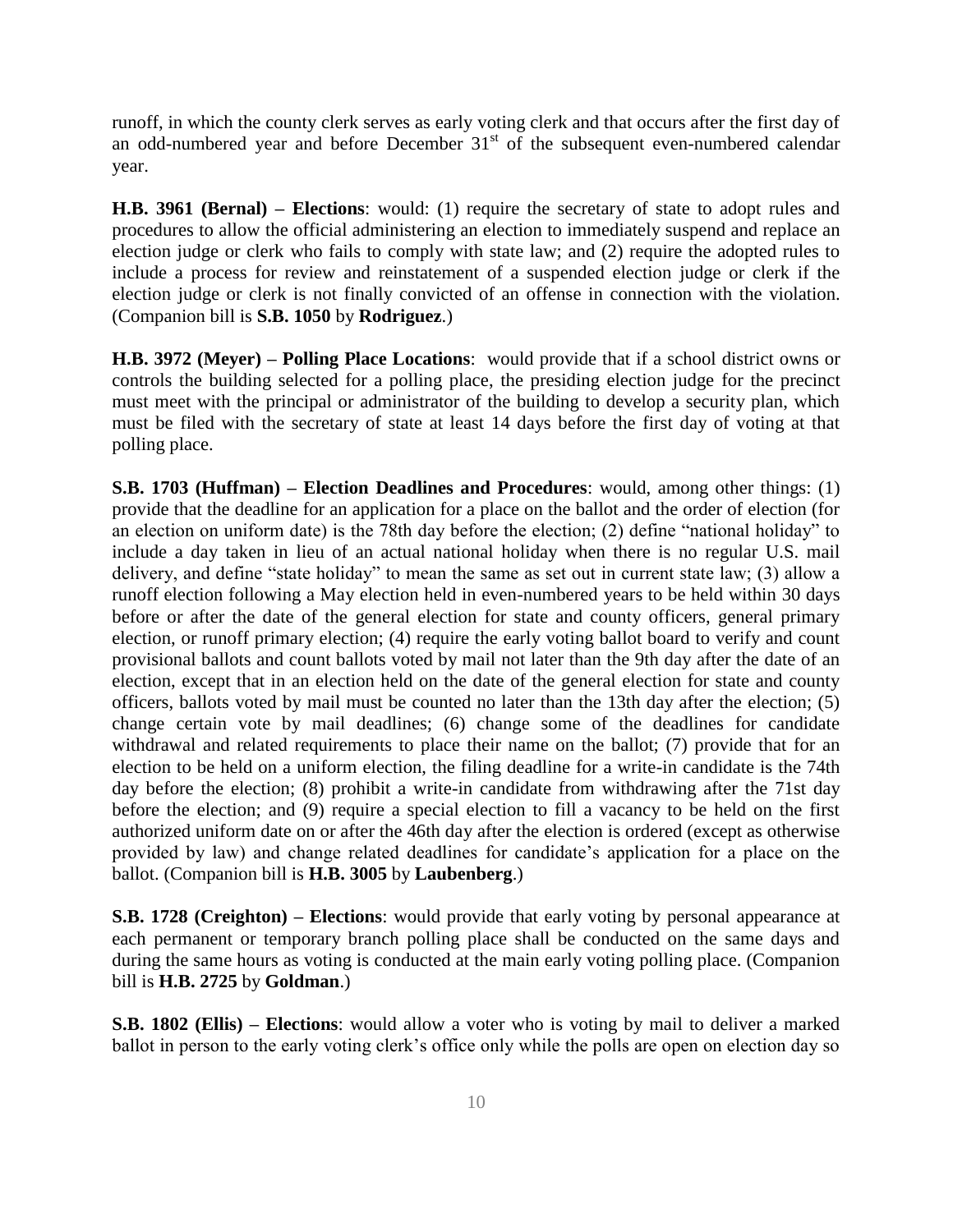runoff, in which the county clerk serves as early voting clerk and that occurs after the first day of an odd-numbered year and before December 31st of the subsequent even-numbered calendar year.

**H.B. 3961 (Bernal) – Elections**: would: (1) require the secretary of state to adopt rules and procedures to allow the official administering an election to immediately suspend and replace an election judge or clerk who fails to comply with state law; and (2) require the adopted rules to include a process for review and reinstatement of a suspended election judge or clerk if the election judge or clerk is not finally convicted of an offense in connection with the violation. (Companion bill is **S.B. 1050** by **Rodriguez**.)

**H.B. 3972 (Meyer) – Polling Place Locations**: would provide that if a school district owns or controls the building selected for a polling place, the presiding election judge for the precinct must meet with the principal or administrator of the building to develop a security plan, which must be filed with the secretary of state at least 14 days before the first day of voting at that polling place.

**S.B. 1703 (Huffman) – Election Deadlines and Procedures**: would, among other things: (1) provide that the deadline for an application for a place on the ballot and the order of election (for an election on uniform date) is the 78th day before the election; (2) define "national holiday" to include a day taken in lieu of an actual national holiday when there is no regular U.S. mail delivery, and define "state holiday" to mean the same as set out in current state law; (3) allow a runoff election following a May election held in even-numbered years to be held within 30 days before or after the date of the general election for state and county officers, general primary election, or runoff primary election; (4) require the early voting ballot board to verify and count provisional ballots and count ballots voted by mail not later than the 9th day after the date of an election, except that in an election held on the date of the general election for state and county officers, ballots voted by mail must be counted no later than the 13th day after the election; (5) change certain vote by mail deadlines; (6) change some of the deadlines for candidate withdrawal and related requirements to place their name on the ballot; (7) provide that for an election to be held on a uniform election, the filing deadline for a write-in candidate is the 74th day before the election; (8) prohibit a write-in candidate from withdrawing after the 71st day before the election; and (9) require a special election to fill a vacancy to be held on the first authorized uniform date on or after the 46th day after the election is ordered (except as otherwise provided by law) and change related deadlines for candidate's application for a place on the ballot. (Companion bill is **H.B. 3005** by **Laubenberg**.)

**S.B. 1728 (Creighton) – Elections**: would provide that early voting by personal appearance at each permanent or temporary branch polling place shall be conducted on the same days and during the same hours as voting is conducted at the main early voting polling place. (Companion bill is **H.B. 2725** by **Goldman**.)

**S.B. 1802 (Ellis) – Elections**: would allow a voter who is voting by mail to deliver a marked ballot in person to the early voting clerk's office only while the polls are open on election day so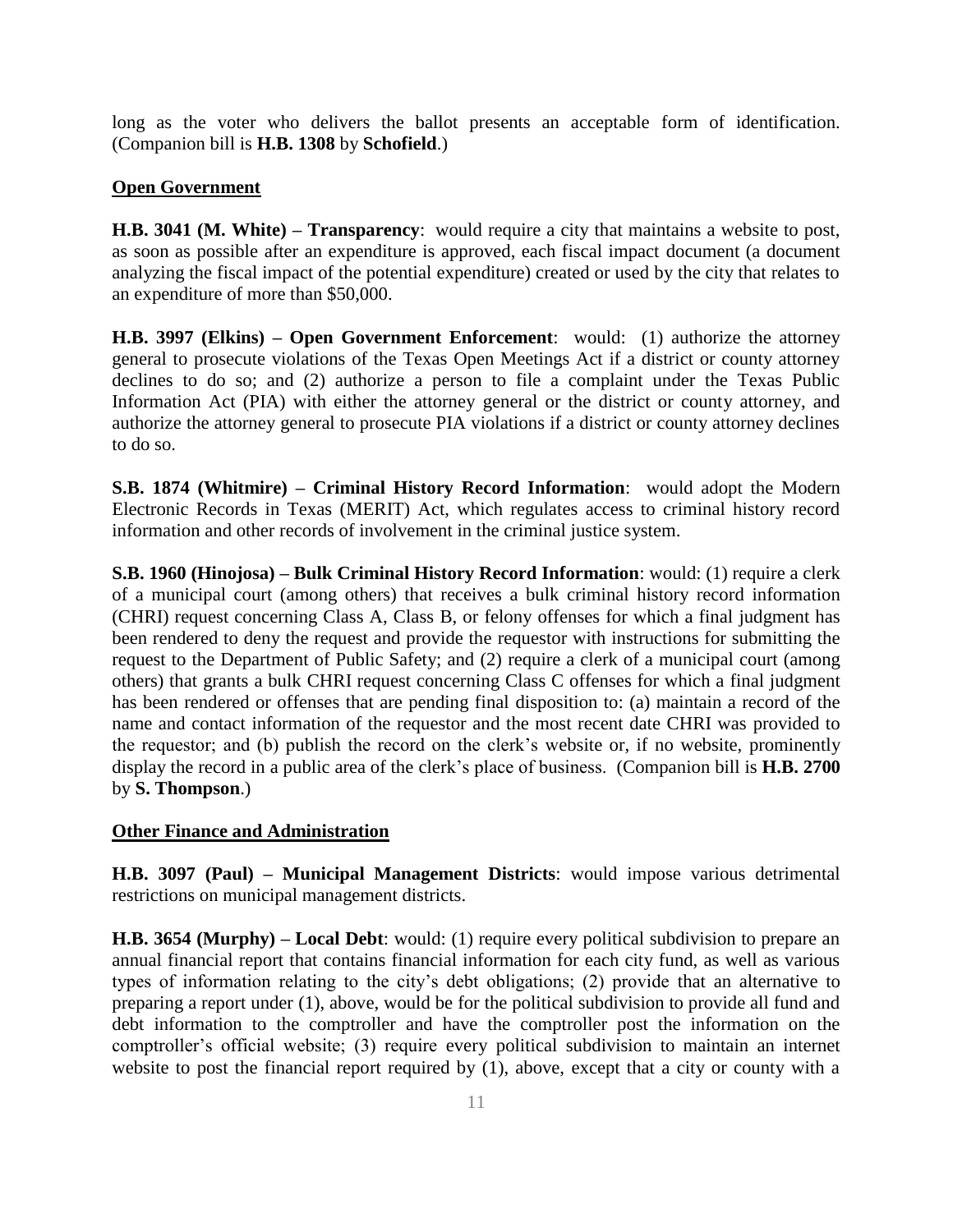long as the voter who delivers the ballot presents an acceptable form of identification. (Companion bill is **H.B. 1308** by **Schofield**.)

**Open Government**

**H.B. 3041 (M. White) – Transparency**: would require a city that maintains a website to post, as soon as possible after an expenditure is approved, each fiscal impact document (a document analyzing the fiscal impact of the potential expenditure) created or used by the city that relates to an expenditure of more than $50,000.

**H.B. 3997 (Elkins) – Open Government Enforcement**: would: (1) authorize the attorney general to prosecute violations of the Texas Open Meetings Act if a district or county attorney declines to do so; and (2) authorize a person to file a complaint under the Texas Public Information Act (PIA) with either the attorney general or the district or county attorney, and authorize the attorney general to prosecute PIA violations if a district or county attorney declines to do so.

**S.B. 1874 (Whitmire) – Criminal History Record Information**: would adopt the Modern Electronic Records in Texas (MERIT) Act, which regulates access to criminal history record information and other records of involvement in the criminal justice system.

**S.B. 1960 (Hinojosa) – Bulk Criminal History Record Information**: would: (1) require a clerk of a municipal court (among others) that receives a bulk criminal history record information (CHRI) request concerning Class A, Class B, or felony offenses for which a final judgment has been rendered to deny the request and provide the requestor with instructions for submitting the request to the Department of Public Safety; and (2) require a clerk of a municipal court (among others) that grants a bulk CHRI request concerning Class C offenses for which a final judgment has been rendered or offenses that are pending final disposition to: (a) maintain a record of the name and contact information of the requestor and the most recent date CHRI was provided to the requestor; and (b) publish the record on the clerk's website or, if no website, prominently display the record in a public area of the clerk's place of business. (Companion bill is **H.B. 2700** by **S. Thompson**.)

**Other Finance and Administration**

**H.B. 3097 (Paul) – Municipal Management Districts**: would impose various detrimental restrictions on municipal management districts.

**H.B. 3654 (Murphy) – Local Debt**: would: (1) require every political subdivision to prepare an annual financial report that contains financial information for each city fund, as well as various types of information relating to the city's debt obligations; (2) provide that an alternative to preparing a report under (1), above, would be for the political subdivision to provide all fund and debt information to the comptroller and have the comptroller post the information on the comptroller's official website; (3) require every political subdivision to maintain an internet website to post the financial report required by (1), above, except that a city or county with a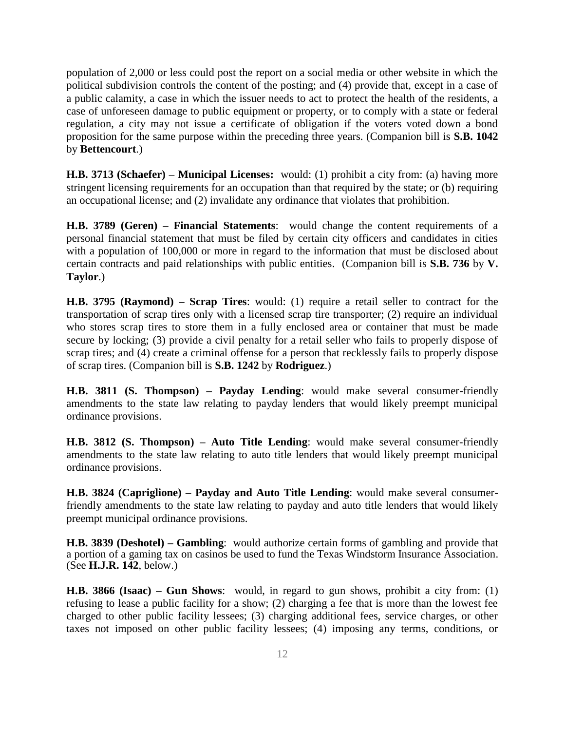population of 2,000 or less could post the report on a social media or other website in which the political subdivision controls the content of the posting; and (4) provide that, except in a case of a public calamity, a case in which the issuer needs to act to protect the health of the residents, a case of unforeseen damage to public equipment or property, or to comply with a state or federal regulation, a city may not issue a certificate of obligation if the voters voted down a bond proposition for the same purpose within the preceding three years. (Companion bill is **S.B. 1042** by **Bettencourt**.)

**H.B. 3713 (Schaefer) – Municipal Licenses:** would: (1) prohibit a city from: (a) having more stringent licensing requirements for an occupation than that required by the state; or (b) requiring an occupational license; and (2) invalidate any ordinance that violates that prohibition.

**H.B. 3789 (Geren) – Financial Statements**: would change the content requirements of a personal financial statement that must be filed by certain city officers and candidates in cities with a population of 100,000 or more in regard to the information that must be disclosed about certain contracts and paid relationships with public entities. (Companion bill is **S.B. 736** by **V. Taylor**.)

**H.B. 3795 (Raymond) – Scrap Tires**: would: (1) require a retail seller to contract for the transportation of scrap tires only with a licensed scrap tire transporter; (2) require an individual who stores scrap tires to store them in a fully enclosed area or container that must be made secure by locking; (3) provide a civil penalty for a retail seller who fails to properly dispose of scrap tires; and (4) create a criminal offense for a person that recklessly fails to properly dispose of scrap tires. (Companion bill is **S.B. 1242** by **Rodriguez**.)

**H.B. 3811 (S. Thompson) – Payday Lending**: would make several consumer-friendly amendments to the state law relating to payday lenders that would likely preempt municipal ordinance provisions.

**H.B. 3812 (S. Thompson) – Auto Title Lending**: would make several consumer-friendly amendments to the state law relating to auto title lenders that would likely preempt municipal ordinance provisions.

**H.B. 3824 (Capriglione) – Payday and Auto Title Lending**: would make several consumer-friendly amendments to the state law relating to payday and auto title lenders that would likely preempt municipal ordinance provisions.

**H.B. 3839 (Deshotel) – Gambling**: would authorize certain forms of gambling and provide that a portion of a gaming tax on casinos be used to fund the Texas Windstorm Insurance Association. (See **H.J.R. 142**, below.)

**H.B. 3866 (Isaac) – Gun Shows**: would, in regard to gun shows, prohibit a city from: (1) refusing to lease a public facility for a show; (2) charging a fee that is more than the lowest fee charged to other public facility lessees; (3) charging additional fees, service charges, or other taxes not imposed on other public facility lessees; (4) imposing any terms, conditions, or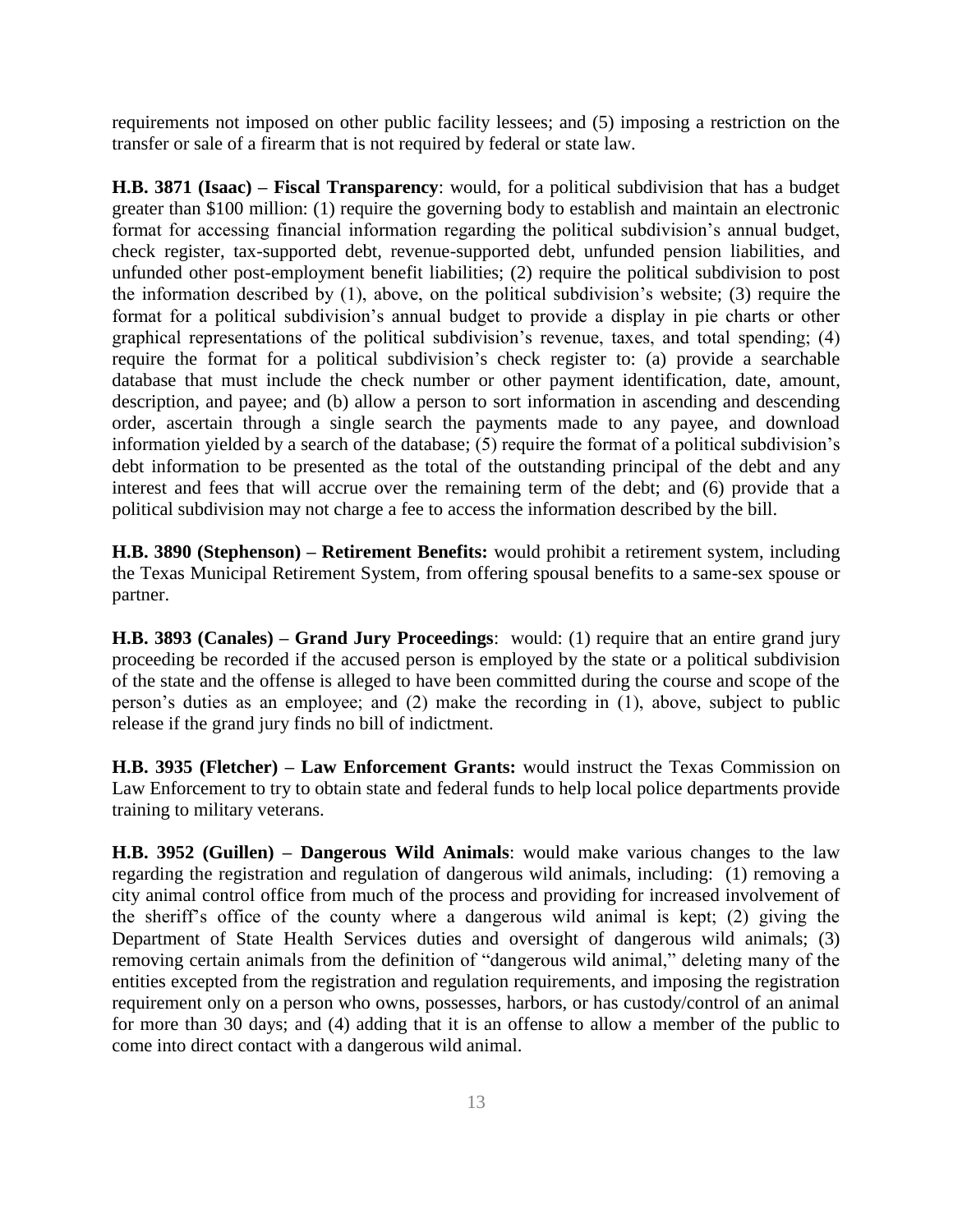requirements not imposed on other public facility lessees; and (5) imposing a restriction on the transfer or sale of a firearm that is not required by federal or state law.

**H.B. 3871 (Isaac) – Fiscal Transparency**: would, for a political subdivision that has a budget greater than $100 million: (1) require the governing body to establish and maintain an electronic format for accessing financial information regarding the political subdivision's annual budget, check register, tax-supported debt, revenue-supported debt, unfunded pension liabilities, and unfunded other post-employment benefit liabilities; (2) require the political subdivision to post the information described by (1), above, on the political subdivision's website; (3) require the format for a political subdivision's annual budget to provide a display in pie charts or other graphical representations of the political subdivision's revenue, taxes, and total spending; (4) require the format for a political subdivision's check register to: (a) provide a searchable database that must include the check number or other payment identification, date, amount, description, and payee; and (b) allow a person to sort information in ascending and descending order, ascertain through a single search the payments made to any payee, and download information yielded by a search of the database; (5) require the format of a political subdivision's debt information to be presented as the total of the outstanding principal of the debt and any interest and fees that will accrue over the remaining term of the debt; and (6) provide that a political subdivision may not charge a fee to access the information described by the bill.

**H.B. 3890 (Stephenson) – Retirement Benefits:** would prohibit a retirement system, including the Texas Municipal Retirement System, from offering spousal benefits to a same-sex spouse or partner.

**H.B. 3893 (Canales) – Grand Jury Proceedings**: would: (1) require that an entire grand jury proceeding be recorded if the accused person is employed by the state or a political subdivision of the state and the offense is alleged to have been committed during the course and scope of the person's duties as an employee; and (2) make the recording in (1), above, subject to public release if the grand jury finds no bill of indictment.

**H.B. 3935 (Fletcher) – Law Enforcement Grants:** would instruct the Texas Commission on Law Enforcement to try to obtain state and federal funds to help local police departments provide training to military veterans.

**H.B. 3952 (Guillen) – Dangerous Wild Animals**: would make various changes to the law regarding the registration and regulation of dangerous wild animals, including: (1) removing a city animal control office from much of the process and providing for increased involvement of the sheriff's office of the county where a dangerous wild animal is kept; (2) giving the Department of State Health Services duties and oversight of dangerous wild animals; (3) removing certain animals from the definition of "dangerous wild animal," deleting many of the entities excepted from the registration and regulation requirements, and imposing the registration requirement only on a person who owns, possesses, harbors, or has custody/control of an animal for more than 30 days; and (4) adding that it is an offense to allow a member of the public to come into direct contact with a dangerous wild animal.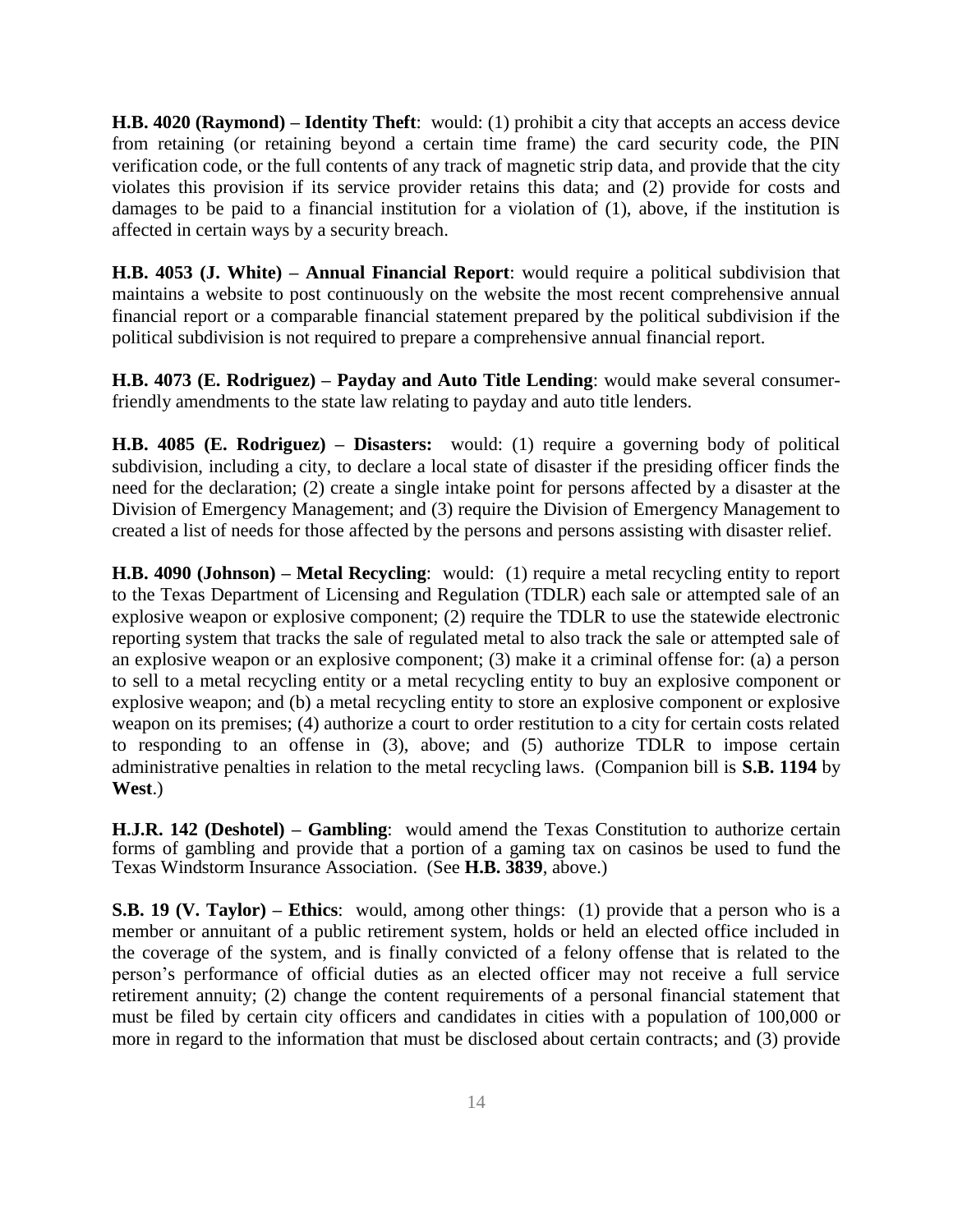**H.B. 4020 (Raymond) – Identity Theft**: would: (1) prohibit a city that accepts an access device from retaining (or retaining beyond a certain time frame) the card security code, the PIN verification code, or the full contents of any track of magnetic strip data, and provide that the city violates this provision if its service provider retains this data; and (2) provide for costs and damages to be paid to a financial institution for a violation of (1), above, if the institution is affected in certain ways by a security breach.

**H.B. 4053 (J. White) – Annual Financial Report**: would require a political subdivision that maintains a website to post continuously on the website the most recent comprehensive annual financial report or a comparable financial statement prepared by the political subdivision if the political subdivision is not required to prepare a comprehensive annual financial report.

**H.B. 4073 (E. Rodriguez) – Payday and Auto Title Lending**: would make several consumer-friendly amendments to the state law relating to payday and auto title lenders.

**H.B. 4085 (E. Rodriguez) – Disasters:** would: (1) require a governing body of political subdivision, including a city, to declare a local state of disaster if the presiding officer finds the need for the declaration; (2) create a single intake point for persons affected by a disaster at the Division of Emergency Management; and (3) require the Division of Emergency Management to created a list of needs for those affected by the persons and persons assisting with disaster relief.

**H.B. 4090 (Johnson) – Metal Recycling**: would: (1) require a metal recycling entity to report to the Texas Department of Licensing and Regulation (TDLR) each sale or attempted sale of an explosive weapon or explosive component; (2) require the TDLR to use the statewide electronic reporting system that tracks the sale of regulated metal to also track the sale or attempted sale of an explosive weapon or an explosive component; (3) make it a criminal offense for: (a) a person to sell to a metal recycling entity or a metal recycling entity to buy an explosive component or explosive weapon; and (b) a metal recycling entity to store an explosive component or explosive weapon on its premises; (4) authorize a court to order restitution to a city for certain costs related to responding to an offense in (3), above; and (5) authorize TDLR to impose certain administrative penalties in relation to the metal recycling laws. (Companion bill is **S.B. 1194** by **West**.)

**H.J.R. 142 (Deshotel) – Gambling**: would amend the Texas Constitution to authorize certain forms of gambling and provide that a portion of a gaming tax on casinos be used to fund the Texas Windstorm Insurance Association. (See **H.B. 3839**, above.)

**S.B. 19 (V. Taylor) – Ethics**: would, among other things: (1) provide that a person who is a member or annuitant of a public retirement system, holds or held an elected office included in the coverage of the system, and is finally convicted of a felony offense that is related to the person's performance of official duties as an elected officer may not receive a full service retirement annuity; (2) change the content requirements of a personal financial statement that must be filed by certain city officers and candidates in cities with a population of 100,000 or more in regard to the information that must be disclosed about certain contracts; and (3) provide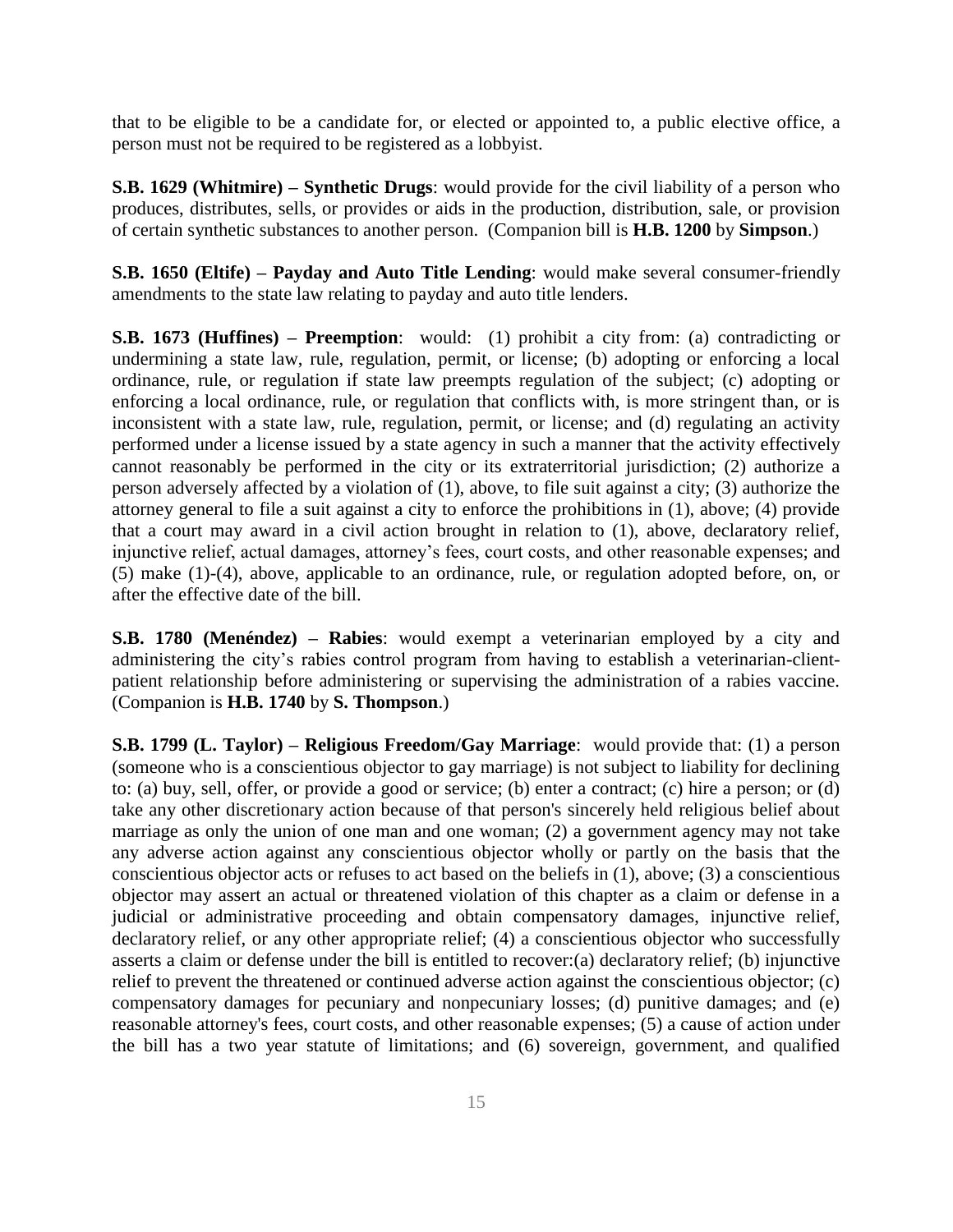that to be eligible to be a candidate for, or elected or appointed to, a public elective office, a person must not be required to be registered as a lobbyist.

**S.B. 1629 (Whitmire) – Synthetic Drugs**: would provide for the civil liability of a person who produces, distributes, sells, or provides or aids in the production, distribution, sale, or provision of certain synthetic substances to another person. (Companion bill is **H.B. 1200** by **Simpson**.)

**S.B. 1650 (Eltife) – Payday and Auto Title Lending**: would make several consumer-friendly amendments to the state law relating to payday and auto title lenders.

**S.B. 1673 (Huffines) – Preemption**: would: (1) prohibit a city from: (a) contradicting or undermining a state law, rule, regulation, permit, or license; (b) adopting or enforcing a local ordinance, rule, or regulation if state law preempts regulation of the subject; (c) adopting or enforcing a local ordinance, rule, or regulation that conflicts with, is more stringent than, or is inconsistent with a state law, rule, regulation, permit, or license; and (d) regulating an activity performed under a license issued by a state agency in such a manner that the activity effectively cannot reasonably be performed in the city or its extraterritorial jurisdiction; (2) authorize a person adversely affected by a violation of (1), above, to file suit against a city; (3) authorize the attorney general to file a suit against a city to enforce the prohibitions in (1), above; (4) provide that a court may award in a civil action brought in relation to (1), above, declaratory relief, injunctive relief, actual damages, attorney's fees, court costs, and other reasonable expenses; and (5) make (1)-(4), above, applicable to an ordinance, rule, or regulation adopted before, on, or after the effective date of the bill.

**S.B. 1780 (Menéndez) – Rabies**: would exempt a veterinarian employed by a city and administering the city's rabies control program from having to establish a veterinarian-client-patient relationship before administering or supervising the administration of a rabies vaccine. (Companion is **H.B. 1740** by **S. Thompson**.)

**S.B. 1799 (L. Taylor) – Religious Freedom/Gay Marriage**: would provide that: (1) a person (someone who is a conscientious objector to gay marriage) is not subject to liability for declining to: (a) buy, sell, offer, or provide a good or service; (b) enter a contract; (c) hire a person; or (d) take any other discretionary action because of that person's sincerely held religious belief about marriage as only the union of one man and one woman; (2) a government agency may not take any adverse action against any conscientious objector wholly or partly on the basis that the conscientious objector acts or refuses to act based on the beliefs in (1), above; (3) a conscientious objector may assert an actual or threatened violation of this chapter as a claim or defense in a judicial or administrative proceeding and obtain compensatory damages, injunctive relief, declaratory relief, or any other appropriate relief; (4) a conscientious objector who successfully asserts a claim or defense under the bill is entitled to recover:(a) declaratory relief; (b) injunctive relief to prevent the threatened or continued adverse action against the conscientious objector; (c) compensatory damages for pecuniary and nonpecuniary losses; (d) punitive damages; and (e) reasonable attorney's fees, court costs, and other reasonable expenses; (5) a cause of action under the bill has a two year statute of limitations; and (6) sovereign, government, and qualified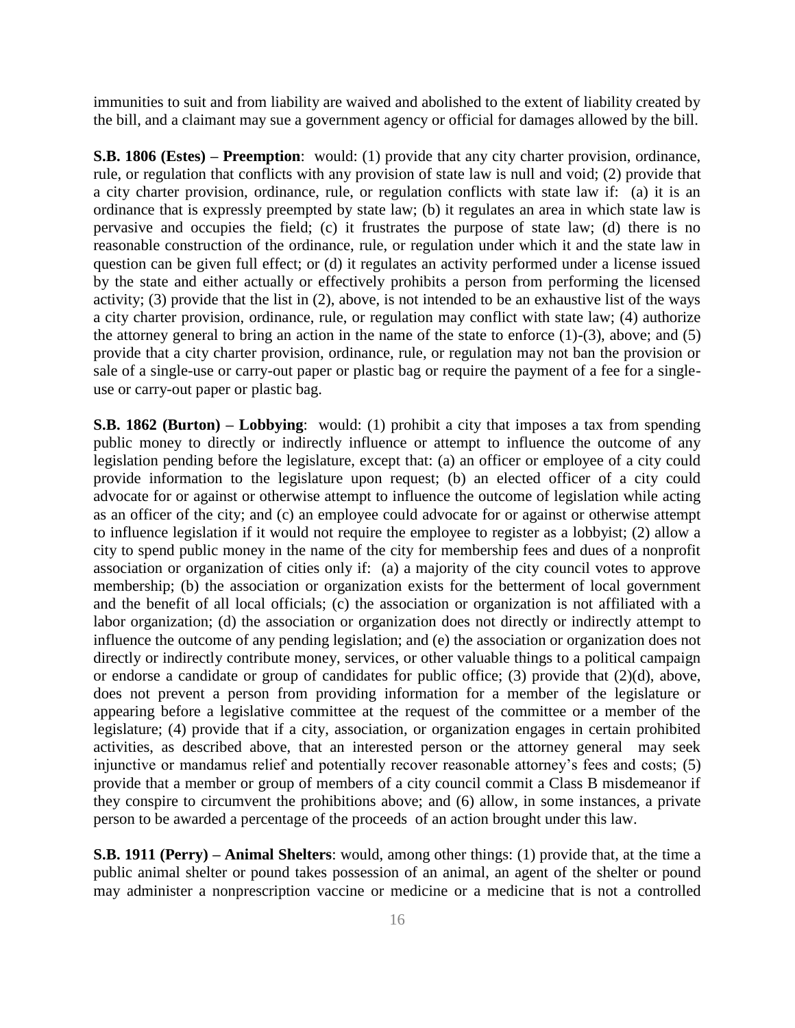immunities to suit and from liability are waived and abolished to the extent of liability created by the bill, and a claimant may sue a government agency or official for damages allowed by the bill.

**S.B. 1806 (Estes) – Preemption**: would: (1) provide that any city charter provision, ordinance, rule, or regulation that conflicts with any provision of state law is null and void; (2) provide that a city charter provision, ordinance, rule, or regulation conflicts with state law if: (a) it is an ordinance that is expressly preempted by state law; (b) it regulates an area in which state law is pervasive and occupies the field; (c) it frustrates the purpose of state law; (d) there is no reasonable construction of the ordinance, rule, or regulation under which it and the state law in question can be given full effect; or (d) it regulates an activity performed under a license issued by the state and either actually or effectively prohibits a person from performing the licensed activity; (3) provide that the list in (2), above, is not intended to be an exhaustive list of the ways a city charter provision, ordinance, rule, or regulation may conflict with state law; (4) authorize the attorney general to bring an action in the name of the state to enforce (1)-(3), above; and (5) provide that a city charter provision, ordinance, rule, or regulation may not ban the provision or sale of a single-use or carry-out paper or plastic bag or require the payment of a fee for a single-use or carry-out paper or plastic bag.

**S.B. 1862 (Burton) – Lobbying**: would: (1) prohibit a city that imposes a tax from spending public money to directly or indirectly influence or attempt to influence the outcome of any legislation pending before the legislature, except that: (a) an officer or employee of a city could provide information to the legislature upon request; (b) an elected officer of a city could advocate for or against or otherwise attempt to influence the outcome of legislation while acting as an officer of the city; and (c) an employee could advocate for or against or otherwise attempt to influence legislation if it would not require the employee to register as a lobbyist; (2) allow a city to spend public money in the name of the city for membership fees and dues of a nonprofit association or organization of cities only if: (a) a majority of the city council votes to approve membership; (b) the association or organization exists for the betterment of local government and the benefit of all local officials; (c) the association or organization is not affiliated with a labor organization; (d) the association or organization does not directly or indirectly attempt to influence the outcome of any pending legislation; and (e) the association or organization does not directly or indirectly contribute money, services, or other valuable things to a political campaign or endorse a candidate or group of candidates for public office; (3) provide that (2)(d), above, does not prevent a person from providing information for a member of the legislature or appearing before a legislative committee at the request of the committee or a member of the legislature; (4) provide that if a city, association, or organization engages in certain prohibited activities, as described above, that an interested person or the attorney general may seek injunctive or mandamus relief and potentially recover reasonable attorney's fees and costs; (5) provide that a member or group of members of a city council commit a Class B misdemeanor if they conspire to circumvent the prohibitions above; and (6) allow, in some instances, a private person to be awarded a percentage of the proceeds of an action brought under this law.

**S.B. 1911 (Perry) – Animal Shelters**: would, among other things: (1) provide that, at the time a public animal shelter or pound takes possession of an animal, an agent of the shelter or pound may administer a nonprescription vaccine or medicine or a medicine that is not a controlled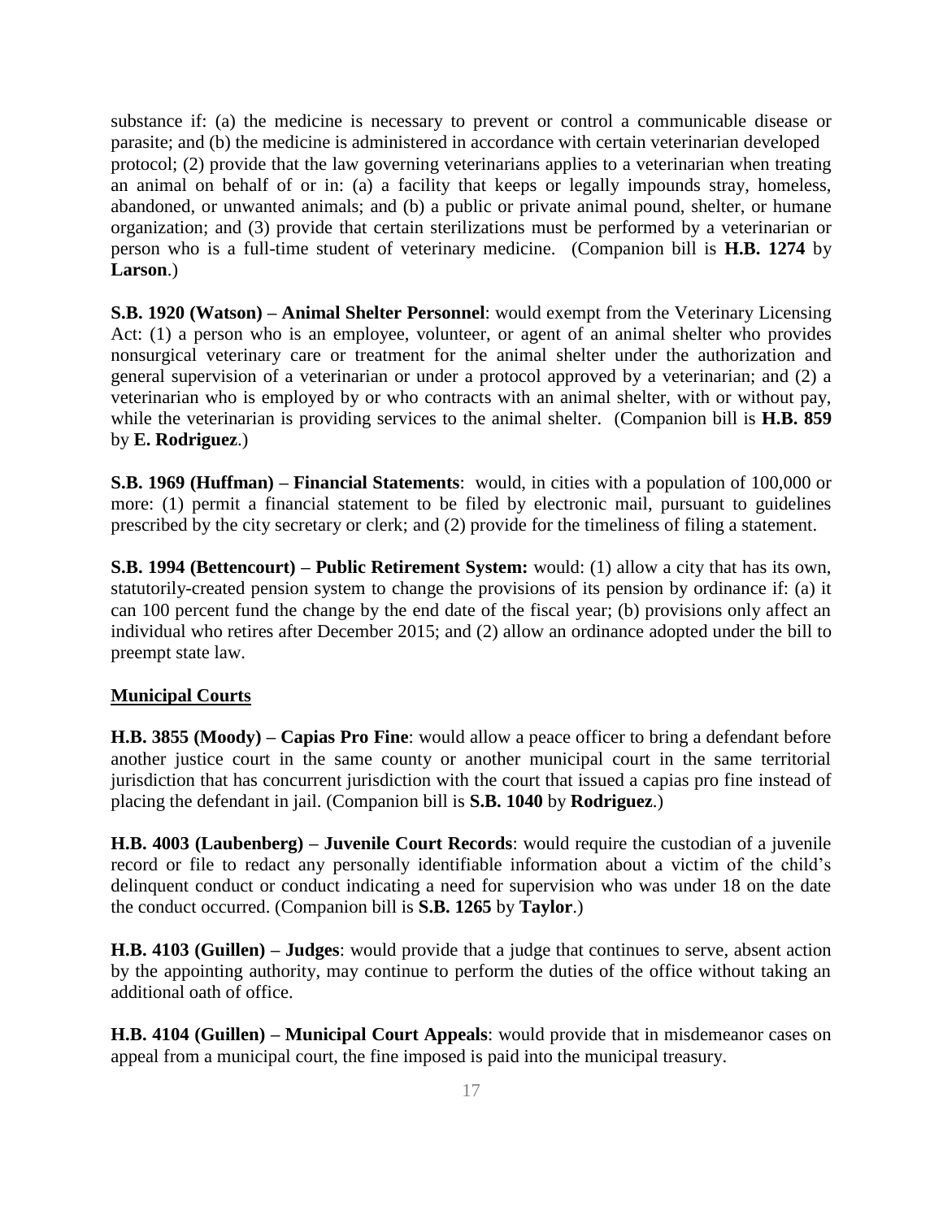substance if: (a) the medicine is necessary to prevent or control a communicable disease or parasite; and (b) the medicine is administered in accordance with certain veterinarian developed protocol; (2) provide that the law governing veterinarians applies to a veterinarian when treating an animal on behalf of or in: (a) a facility that keeps or legally impounds stray, homeless, abandoned, or unwanted animals; and (b) a public or private animal pound, shelter, or humane organization; and (3) provide that certain sterilizations must be performed by a veterinarian or person who is a full-time student of veterinary medicine. (Companion bill is **H.B. 1274** by **Larson**.)

**S.B. 1920 (Watson) – Animal Shelter Personnel**: would exempt from the Veterinary Licensing Act: (1) a person who is an employee, volunteer, or agent of an animal shelter who provides nonsurgical veterinary care or treatment for the animal shelter under the authorization and general supervision of a veterinarian or under a protocol approved by a veterinarian; and (2) a veterinarian who is employed by or who contracts with an animal shelter, with or without pay, while the veterinarian is providing services to the animal shelter. (Companion bill is **H.B. 859** by **E. Rodriguez**.)

**S.B. 1969 (Huffman) – Financial Statements**: would, in cities with a population of 100,000 or more: (1) permit a financial statement to be filed by electronic mail, pursuant to guidelines prescribed by the city secretary or clerk; and (2) provide for the timeliness of filing a statement.

**S.B. 1994 (Bettencourt) – Public Retirement System:** would: (1) allow a city that has its own, statutorily-created pension system to change the provisions of its pension by ordinance if: (a) it can 100 percent fund the change by the end date of the fiscal year; (b) provisions only affect an individual who retires after December 2015; and (2) allow an ordinance adopted under the bill to preempt state law.

## Municipal Courts

**H.B. 3855 (Moody) – Capias Pro Fine**: would allow a peace officer to bring a defendant before another justice court in the same county or another municipal court in the same territorial jurisdiction that has concurrent jurisdiction with the court that issued a capias pro fine instead of placing the defendant in jail. (Companion bill is **S.B. 1040** by **Rodriguez**.)

**H.B. 4003 (Laubenberg) – Juvenile Court Records**: would require the custodian of a juvenile record or file to redact any personally identifiable information about a victim of the child's delinquent conduct or conduct indicating a need for supervision who was under 18 on the date the conduct occurred. (Companion bill is **S.B. 1265** by **Taylor**.)

**H.B. 4103 (Guillen) – Judges**: would provide that a judge that continues to serve, absent action by the appointing authority, may continue to perform the duties of the office without taking an additional oath of office.

**H.B. 4104 (Guillen) – Municipal Court Appeals**: would provide that in misdemeanor cases on appeal from a municipal court, the fine imposed is paid into the municipal treasury.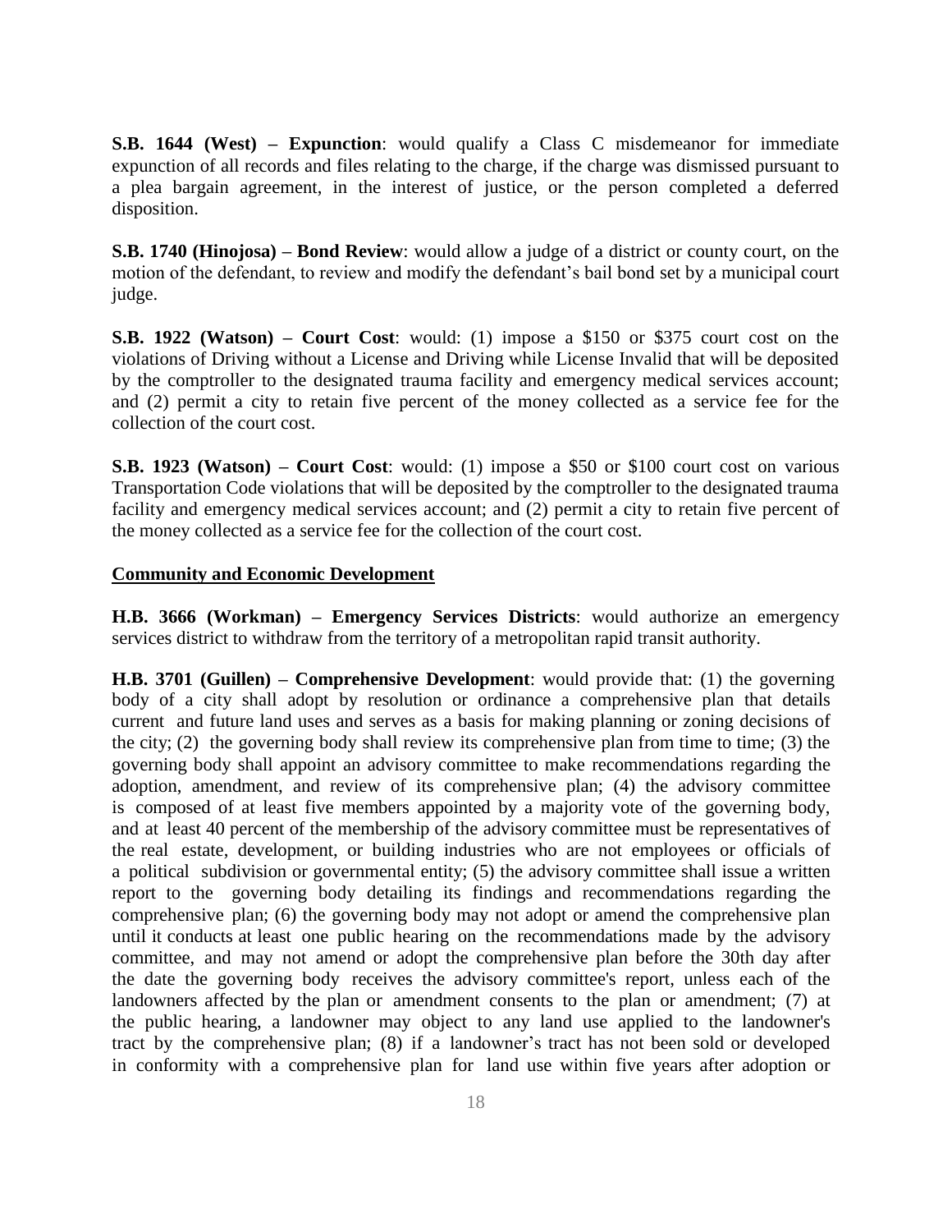**S.B. 1644 (West) – Expunction**: would qualify a Class C misdemeanor for immediate expunction of all records and files relating to the charge, if the charge was dismissed pursuant to a plea bargain agreement, in the interest of justice, or the person completed a deferred disposition.

**S.B. 1740 (Hinojosa) – Bond Review**: would allow a judge of a district or county court, on the motion of the defendant, to review and modify the defendant's bail bond set by a municipal court judge.

**S.B. 1922 (Watson) – Court Cost**: would: (1) impose a $150 or $375 court cost on the violations of Driving without a License and Driving while License Invalid that will be deposited by the comptroller to the designated trauma facility and emergency medical services account; and (2) permit a city to retain five percent of the money collected as a service fee for the collection of the court cost.

**S.B. 1923 (Watson) – Court Cost**: would: (1) impose a $50 or $100 court cost on various Transportation Code violations that will be deposited by the comptroller to the designated trauma facility and emergency medical services account; and (2) permit a city to retain five percent of the money collected as a service fee for the collection of the court cost.

## Community and Economic Development

**H.B. 3666 (Workman) – Emergency Services Districts**: would authorize an emergency services district to withdraw from the territory of a metropolitan rapid transit authority.

**H.B. 3701 (Guillen) – Comprehensive Development**: would provide that: (1) the governing body of a city shall adopt by resolution or ordinance a comprehensive plan that details current and future land uses and serves as a basis for making planning or zoning decisions of the city; (2) the governing body shall review its comprehensive plan from time to time; (3) the governing body shall appoint an advisory committee to make recommendations regarding the adoption, amendment, and review of its comprehensive plan; (4) the advisory committee is composed of at least five members appointed by a majority vote of the governing body, and at least 40 percent of the membership of the advisory committee must be representatives of the real estate, development, or building industries who are not employees or officials of a political subdivision or governmental entity; (5) the advisory committee shall issue a written report to the governing body detailing its findings and recommendations regarding the comprehensive plan; (6) the governing body may not adopt or amend the comprehensive plan until it conducts at least one public hearing on the recommendations made by the advisory committee, and may not amend or adopt the comprehensive plan before the 30th day after the date the governing body receives the advisory committee's report, unless each of the landowners affected by the plan or amendment consents to the plan or amendment; (7) at the public hearing, a landowner may object to any land use applied to the landowner's tract by the comprehensive plan; (8) if a landowner's tract has not been sold or developed in conformity with a comprehensive plan for land use within five years after adoption or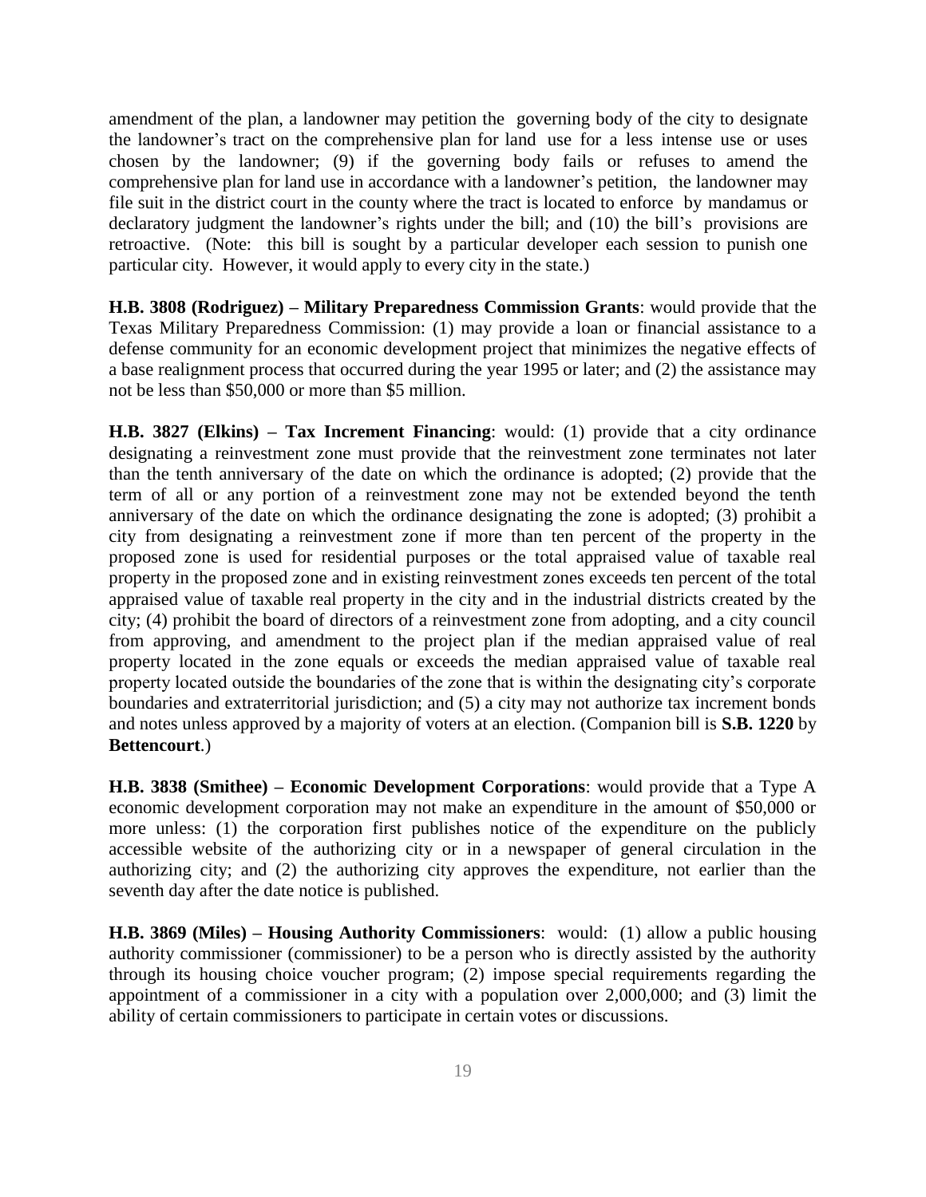amendment of the plan, a landowner may petition the governing body of the city to designate the landowner's tract on the comprehensive plan for land use for a less intense use or uses chosen by the landowner; (9) if the governing body fails or refuses to amend the comprehensive plan for land use in accordance with a landowner's petition, the landowner may file suit in the district court in the county where the tract is located to enforce by mandamus or declaratory judgment the landowner's rights under the bill; and (10) the bill's provisions are retroactive. (Note: this bill is sought by a particular developer each session to punish one particular city. However, it would apply to every city in the state.)

**H.B. 3808 (Rodriguez) – Military Preparedness Commission Grants**: would provide that the Texas Military Preparedness Commission: (1) may provide a loan or financial assistance to a defense community for an economic development project that minimizes the negative effects of a base realignment process that occurred during the year 1995 or later; and (2) the assistance may not be less than $50,000 or more than $5 million.

**H.B. 3827 (Elkins) – Tax Increment Financing**: would: (1) provide that a city ordinance designating a reinvestment zone must provide that the reinvestment zone terminates not later than the tenth anniversary of the date on which the ordinance is adopted; (2) provide that the term of all or any portion of a reinvestment zone may not be extended beyond the tenth anniversary of the date on which the ordinance designating the zone is adopted; (3) prohibit a city from designating a reinvestment zone if more than ten percent of the property in the proposed zone is used for residential purposes or the total appraised value of taxable real property in the proposed zone and in existing reinvestment zones exceeds ten percent of the total appraised value of taxable real property in the city and in the industrial districts created by the city; (4) prohibit the board of directors of a reinvestment zone from adopting, and a city council from approving, and amendment to the project plan if the median appraised value of real property located in the zone equals or exceeds the median appraised value of taxable real property located outside the boundaries of the zone that is within the designating city's corporate boundaries and extraterritorial jurisdiction; and (5) a city may not authorize tax increment bonds and notes unless approved by a majority of voters at an election. (Companion bill is **S.B. 1220** by **Bettencourt**.)

**H.B. 3838 (Smithee) – Economic Development Corporations**: would provide that a Type A economic development corporation may not make an expenditure in the amount of $50,000 or more unless: (1) the corporation first publishes notice of the expenditure on the publicly accessible website of the authorizing city or in a newspaper of general circulation in the authorizing city; and (2) the authorizing city approves the expenditure, not earlier than the seventh day after the date notice is published.

**H.B. 3869 (Miles) – Housing Authority Commissioners**: would: (1) allow a public housing authority commissioner (commissioner) to be a person who is directly assisted by the authority through its housing choice voucher program; (2) impose special requirements regarding the appointment of a commissioner in a city with a population over 2,000,000; and (3) limit the ability of certain commissioners to participate in certain votes or discussions.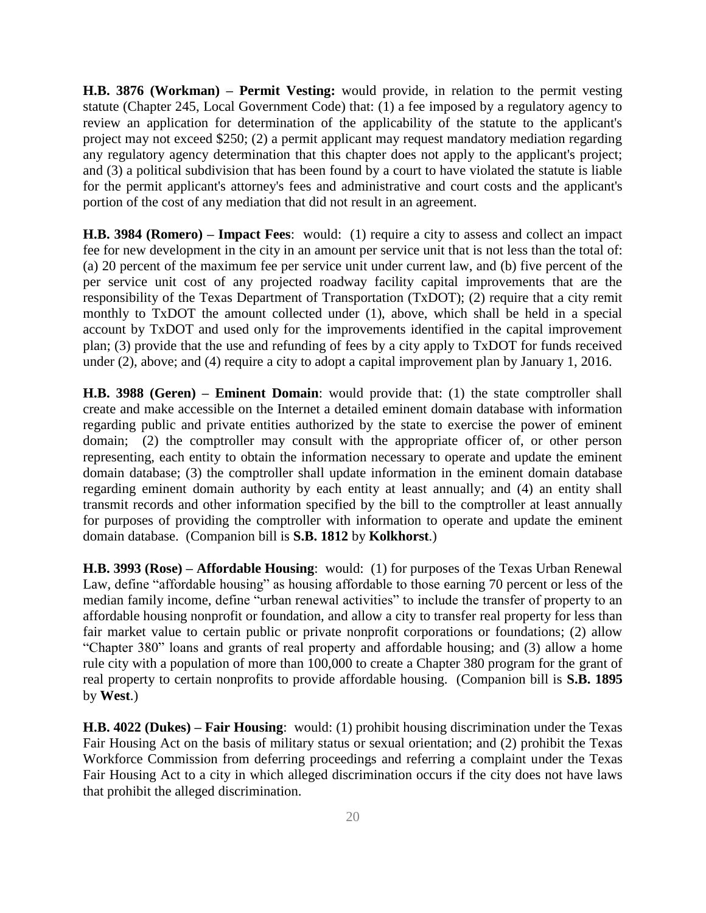**H.B. 3876 (Workman) – Permit Vesting:** would provide, in relation to the permit vesting statute (Chapter 245, Local Government Code) that: (1) a fee imposed by a regulatory agency to review an application for determination of the applicability of the statute to the applicant's project may not exceed $250; (2) a permit applicant may request mandatory mediation regarding any regulatory agency determination that this chapter does not apply to the applicant's project; and (3) a political subdivision that has been found by a court to have violated the statute is liable for the permit applicant's attorney's fees and administrative and court costs and the applicant's portion of the cost of any mediation that did not result in an agreement.

**H.B. 3984 (Romero) – Impact Fees**: would: (1) require a city to assess and collect an impact fee for new development in the city in an amount per service unit that is not less than the total of: (a) 20 percent of the maximum fee per service unit under current law, and (b) five percent of the per service unit cost of any projected roadway facility capital improvements that are the responsibility of the Texas Department of Transportation (TxDOT); (2) require that a city remit monthly to TxDOT the amount collected under (1), above, which shall be held in a special account by TxDOT and used only for the improvements identified in the capital improvement plan; (3) provide that the use and refunding of fees by a city apply to TxDOT for funds received under (2), above; and (4) require a city to adopt a capital improvement plan by January 1, 2016.

**H.B. 3988 (Geren) – Eminent Domain**: would provide that: (1) the state comptroller shall create and make accessible on the Internet a detailed eminent domain database with information regarding public and private entities authorized by the state to exercise the power of eminent domain; (2) the comptroller may consult with the appropriate officer of, or other person representing, each entity to obtain the information necessary to operate and update the eminent domain database; (3) the comptroller shall update information in the eminent domain database regarding eminent domain authority by each entity at least annually; and (4) an entity shall transmit records and other information specified by the bill to the comptroller at least annually for purposes of providing the comptroller with information to operate and update the eminent domain database. (Companion bill is **S.B. 1812** by **Kolkhorst**.)

**H.B. 3993 (Rose) – Affordable Housing**: would: (1) for purposes of the Texas Urban Renewal Law, define "affordable housing" as housing affordable to those earning 70 percent or less of the median family income, define "urban renewal activities" to include the transfer of property to an affordable housing nonprofit or foundation, and allow a city to transfer real property for less than fair market value to certain public or private nonprofit corporations or foundations; (2) allow "Chapter 380" loans and grants of real property and affordable housing; and (3) allow a home rule city with a population of more than 100,000 to create a Chapter 380 program for the grant of real property to certain nonprofits to provide affordable housing. (Companion bill is **S.B. 1895** by **West**.)

**H.B. 4022 (Dukes) – Fair Housing**: would: (1) prohibit housing discrimination under the Texas Fair Housing Act on the basis of military status or sexual orientation; and (2) prohibit the Texas Workforce Commission from deferring proceedings and referring a complaint under the Texas Fair Housing Act to a city in which alleged discrimination occurs if the city does not have laws that prohibit the alleged discrimination.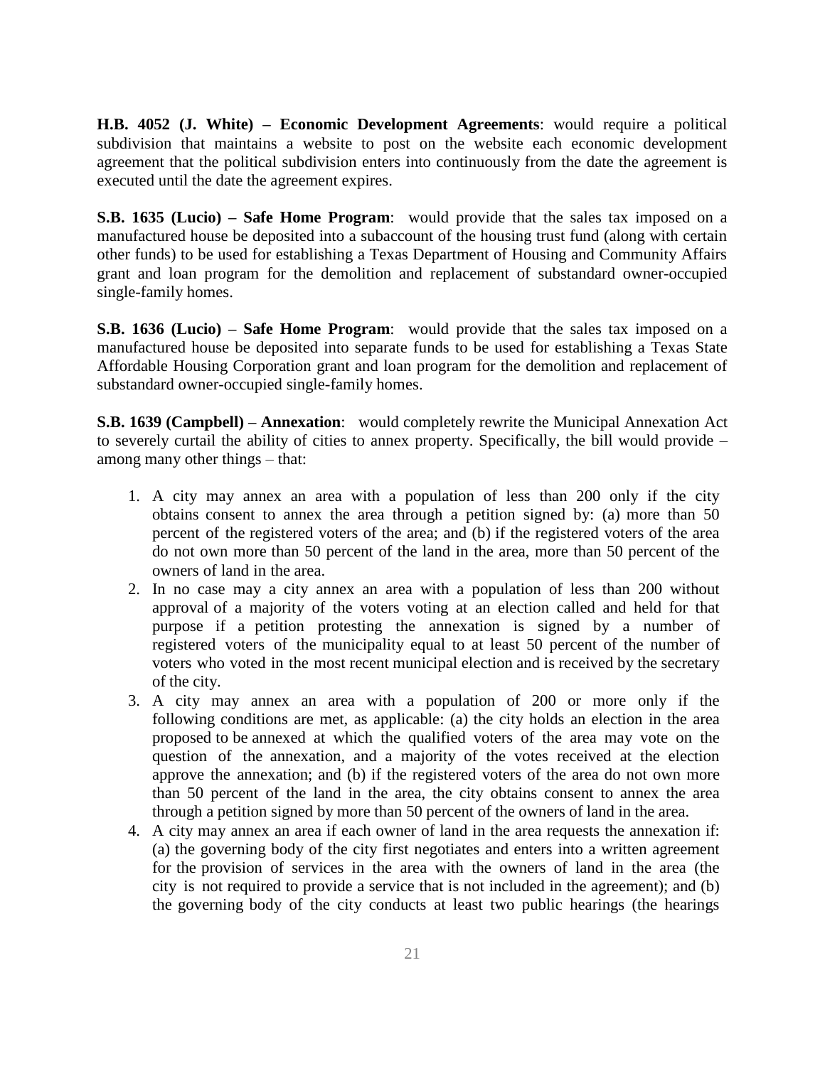**H.B. 4052 (J. White) – Economic Development Agreements**: would require a political subdivision that maintains a website to post on the website each economic development agreement that the political subdivision enters into continuously from the date the agreement is executed until the date the agreement expires.

**S.B. 1635 (Lucio) – Safe Home Program**: would provide that the sales tax imposed on a manufactured house be deposited into a subaccount of the housing trust fund (along with certain other funds) to be used for establishing a Texas Department of Housing and Community Affairs grant and loan program for the demolition and replacement of substandard owner-occupied single-family homes.

**S.B. 1636 (Lucio) – Safe Home Program**: would provide that the sales tax imposed on a manufactured house be deposited into separate funds to be used for establishing a Texas State Affordable Housing Corporation grant and loan program for the demolition and replacement of substandard owner-occupied single-family homes.

**S.B. 1639 (Campbell) – Annexation**: would completely rewrite the Municipal Annexation Act to severely curtail the ability of cities to annex property. Specifically, the bill would provide – among many other things – that:

1. A city may annex an area with a population of less than 200 only if the city obtains consent to annex the area through a petition signed by: (a) more than 50 percent of the registered voters of the area; and (b) if the registered voters of the area do not own more than 50 percent of the land in the area, more than 50 percent of the owners of land in the area.
2. In no case may a city annex an area with a population of less than 200 without approval of a majority of the voters voting at an election called and held for that purpose if a petition protesting the annexation is signed by a number of registered voters of the municipality equal to at least 50 percent of the number of voters who voted in the most recent municipal election and is received by the secretary of the city.
3. A city may annex an area with a population of 200 or more only if the following conditions are met, as applicable: (a) the city holds an election in the area proposed to be annexed at which the qualified voters of the area may vote on the question of the annexation, and a majority of the votes received at the election approve the annexation; and (b) if the registered voters of the area do not own more than 50 percent of the land in the area, the city obtains consent to annex the area through a petition signed by more than 50 percent of the owners of land in the area.
4. A city may annex an area if each owner of land in the area requests the annexation if: (a) the governing body of the city first negotiates and enters into a written agreement for the provision of services in the area with the owners of land in the area (the city is not required to provide a service that is not included in the agreement); and (b) the governing body of the city conducts at least two public hearings (the hearings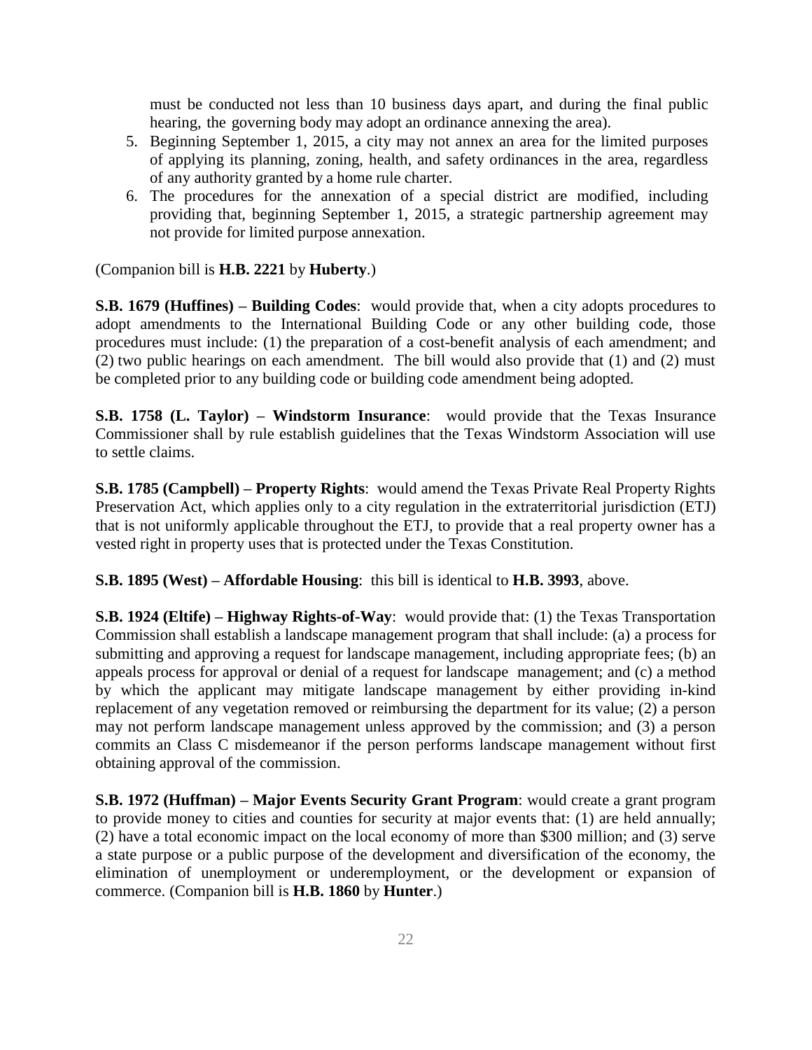must be conducted not less than 10 business days apart, and during the final public hearing, the governing body may adopt an ordinance annexing the area).

5. Beginning September 1, 2015, a city may not annex an area for the limited purposes of applying its planning, zoning, health, and safety ordinances in the area, regardless of any authority granted by a home rule charter.
6. The procedures for the annexation of a special district are modified, including providing that, beginning September 1, 2015, a strategic partnership agreement may not provide for limited purpose annexation.

(Companion bill is **H.B. 2221** by **Huberty**.)

**S.B. 1679 (Huffines) – Building Codes**: would provide that, when a city adopts procedures to adopt amendments to the International Building Code or any other building code, those procedures must include: (1) the preparation of a cost-benefit analysis of each amendment; and (2) two public hearings on each amendment. The bill would also provide that (1) and (2) must be completed prior to any building code or building code amendment being adopted.

**S.B. 1758 (L. Taylor) – Windstorm Insurance**: would provide that the Texas Insurance Commissioner shall by rule establish guidelines that the Texas Windstorm Association will use to settle claims.

**S.B. 1785 (Campbell) – Property Rights**: would amend the Texas Private Real Property Rights Preservation Act, which applies only to a city regulation in the extraterritorial jurisdiction (ETJ) that is not uniformly applicable throughout the ETJ, to provide that a real property owner has a vested right in property uses that is protected under the Texas Constitution.

**S.B. 1895 (West) – Affordable Housing**: this bill is identical to **H.B. 3993**, above.

**S.B. 1924 (Eltife) – Highway Rights-of-Way**: would provide that: (1) the Texas Transportation Commission shall establish a landscape management program that shall include: (a) a process for submitting and approving a request for landscape management, including appropriate fees; (b) an appeals process for approval or denial of a request for landscape management; and (c) a method by which the applicant may mitigate landscape management by either providing in-kind replacement of any vegetation removed or reimbursing the department for its value; (2) a person may not perform landscape management unless approved by the commission; and (3) a person commits an Class C misdemeanor if the person performs landscape management without first obtaining approval of the commission.

**S.B. 1972 (Huffman) – Major Events Security Grant Program**: would create a grant program to provide money to cities and counties for security at major events that: (1) are held annually; (2) have a total economic impact on the local economy of more than $300 million; and (3) serve a state purpose or a public purpose of the development and diversification of the economy, the elimination of unemployment or underemployment, or the development or expansion of commerce. (Companion bill is **H.B. 1860** by **Hunter**.)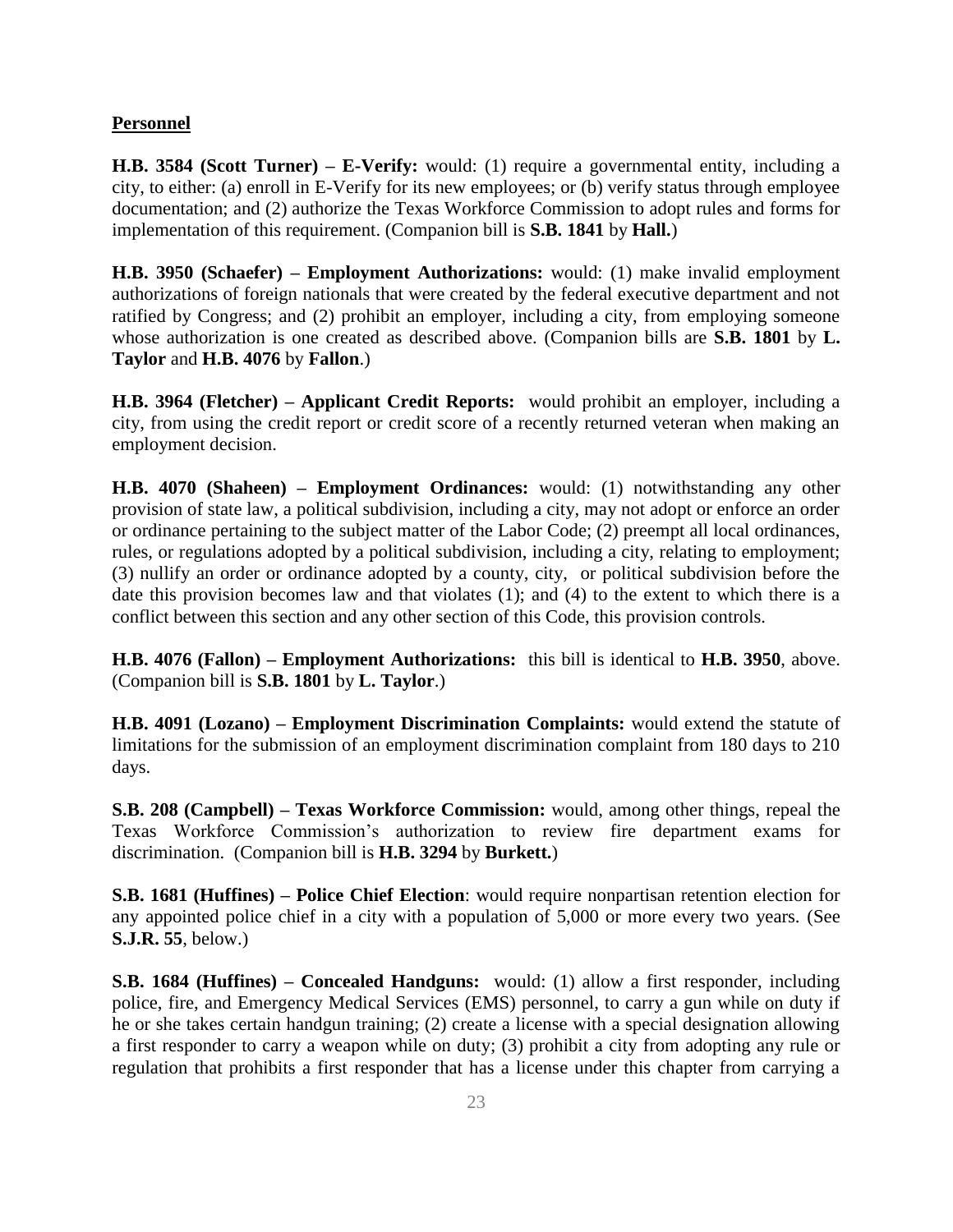**Personnel**

**H.B. 3584 (Scott Turner) – E-Verify:** would: (1) require a governmental entity, including a city, to either: (a) enroll in E-Verify for its new employees; or (b) verify status through employee documentation; and (2) authorize the Texas Workforce Commission to adopt rules and forms for implementation of this requirement. (Companion bill is **S.B. 1841** by **Hall.**)

**H.B. 3950 (Schaefer) – Employment Authorizations:** would: (1) make invalid employment authorizations of foreign nationals that were created by the federal executive department and not ratified by Congress; and (2) prohibit an employer, including a city, from employing someone whose authorization is one created as described above. (Companion bills are **S.B. 1801** by **L. Taylor** and **H.B. 4076** by **Fallon**.)

**H.B. 3964 (Fletcher) – Applicant Credit Reports:** would prohibit an employer, including a city, from using the credit report or credit score of a recently returned veteran when making an employment decision.

**H.B. 4070 (Shaheen) – Employment Ordinances:** would: (1) notwithstanding any other provision of state law, a political subdivision, including a city, may not adopt or enforce an order or ordinance pertaining to the subject matter of the Labor Code; (2) preempt all local ordinances, rules, or regulations adopted by a political subdivision, including a city, relating to employment; (3) nullify an order or ordinance adopted by a county, city, or political subdivision before the date this provision becomes law and that violates (1); and (4) to the extent to which there is a conflict between this section and any other section of this Code, this provision controls.

**H.B. 4076 (Fallon) – Employment Authorizations:** this bill is identical to **H.B. 3950**, above. (Companion bill is **S.B. 1801** by **L. Taylor**.)

**H.B. 4091 (Lozano) – Employment Discrimination Complaints:** would extend the statute of limitations for the submission of an employment discrimination complaint from 180 days to 210 days.

**S.B. 208 (Campbell) – Texas Workforce Commission:** would, among other things, repeal the Texas Workforce Commission's authorization to review fire department exams for discrimination. (Companion bill is **H.B. 3294** by **Burkett.**)

**S.B. 1681 (Huffines) – Police Chief Election**: would require nonpartisan retention election for any appointed police chief in a city with a population of 5,000 or more every two years. (See **S.J.R. 55**, below.)

**S.B. 1684 (Huffines) – Concealed Handguns:** would: (1) allow a first responder, including police, fire, and Emergency Medical Services (EMS) personnel, to carry a gun while on duty if he or she takes certain handgun training; (2) create a license with a special designation allowing a first responder to carry a weapon while on duty; (3) prohibit a city from adopting any rule or regulation that prohibits a first responder that has a license under this chapter from carrying a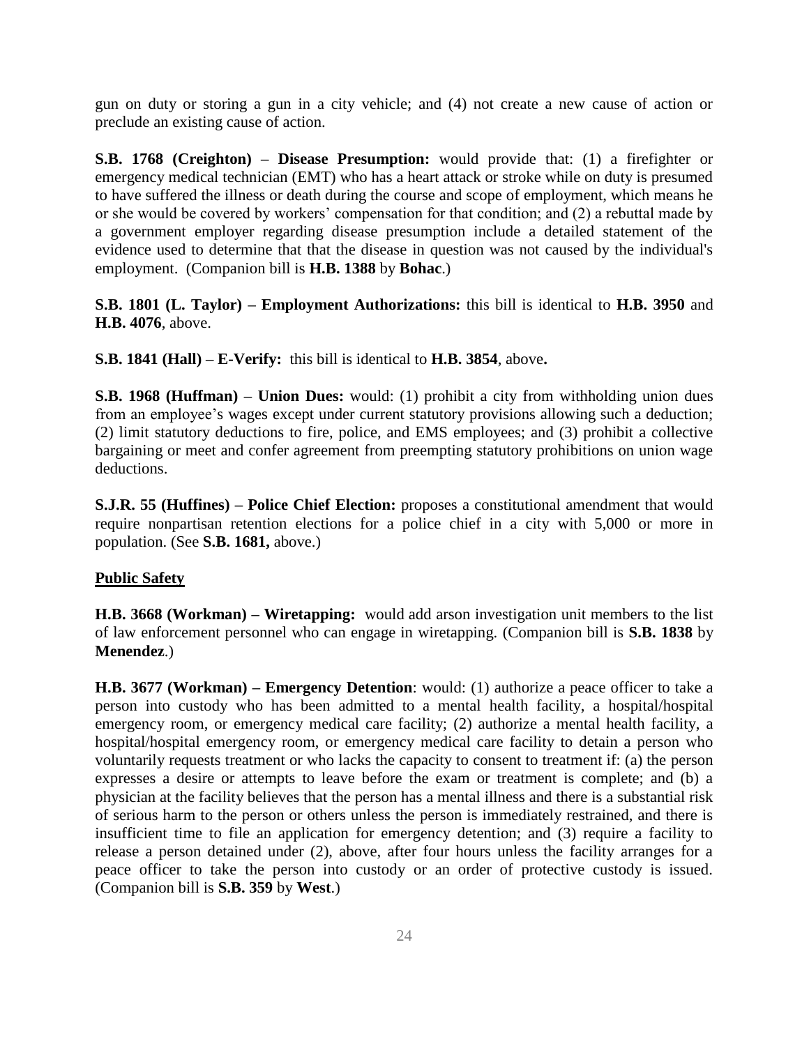gun on duty or storing a gun in a city vehicle; and (4) not create a new cause of action or preclude an existing cause of action.

**S.B. 1768 (Creighton) – Disease Presumption:** would provide that: (1) a firefighter or emergency medical technician (EMT) who has a heart attack or stroke while on duty is presumed to have suffered the illness or death during the course and scope of employment, which means he or she would be covered by workers' compensation for that condition; and (2) a rebuttal made by a government employer regarding disease presumption include a detailed statement of the evidence used to determine that that the disease in question was not caused by the individual's employment. (Companion bill is **H.B. 1388** by **Bohac**.)

**S.B. 1801 (L. Taylor) – Employment Authorizations:** this bill is identical to **H.B. 3950** and **H.B. 4076**, above.

**S.B. 1841 (Hall) – E-Verify:** this bill is identical to **H.B. 3854**, above**.**

**S.B. 1968 (Huffman) – Union Dues:** would: (1) prohibit a city from withholding union dues from an employee's wages except under current statutory provisions allowing such a deduction; (2) limit statutory deductions to fire, police, and EMS employees; and (3) prohibit a collective bargaining or meet and confer agreement from preempting statutory prohibitions on union wage deductions.

**S.J.R. 55 (Huffines) – Police Chief Election:** proposes a constitutional amendment that would require nonpartisan retention elections for a police chief in a city with 5,000 or more in population. (See **S.B. 1681,** above.)

**Public Safety**

**H.B. 3668 (Workman) – Wiretapping:** would add arson investigation unit members to the list of law enforcement personnel who can engage in wiretapping. (Companion bill is **S.B. 1838** by **Menendez**.)

**H.B. 3677 (Workman) – Emergency Detention**: would: (1) authorize a peace officer to take a person into custody who has been admitted to a mental health facility, a hospital/hospital emergency room, or emergency medical care facility; (2) authorize a mental health facility, a hospital/hospital emergency room, or emergency medical care facility to detain a person who voluntarily requests treatment or who lacks the capacity to consent to treatment if: (a) the person expresses a desire or attempts to leave before the exam or treatment is complete; and (b) a physician at the facility believes that the person has a mental illness and there is a substantial risk of serious harm to the person or others unless the person is immediately restrained, and there is insufficient time to file an application for emergency detention; and (3) require a facility to release a person detained under (2), above, after four hours unless the facility arranges for a peace officer to take the person into custody or an order of protective custody is issued. (Companion bill is **S.B. 359** by **West**.)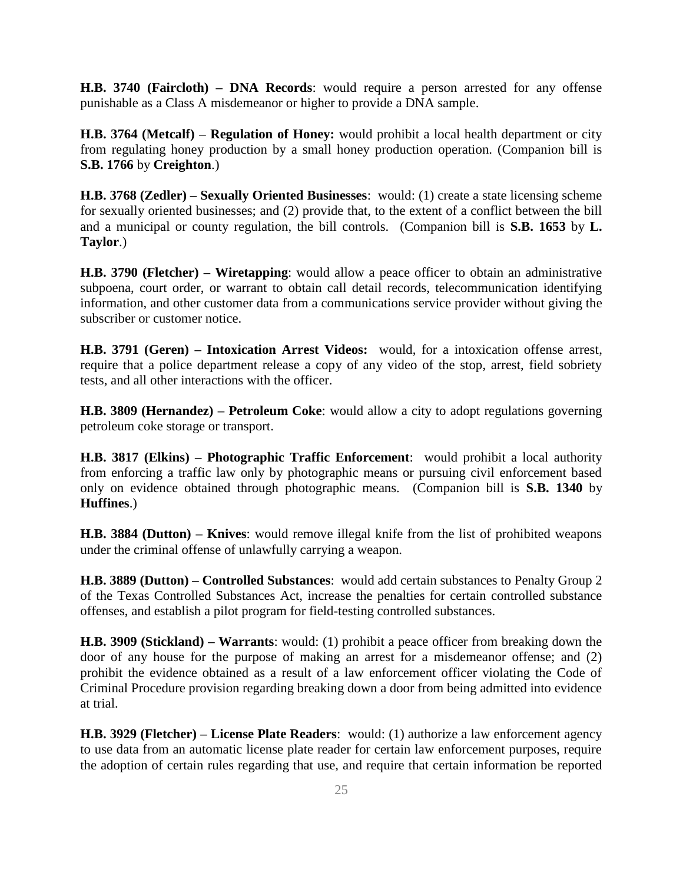**H.B. 3740 (Faircloth) – DNA Records**: would require a person arrested for any offense punishable as a Class A misdemeanor or higher to provide a DNA sample.

**H.B. 3764 (Metcalf) – Regulation of Honey:** would prohibit a local health department or city from regulating honey production by a small honey production operation. (Companion bill is **S.B. 1766** by **Creighton**.)

**H.B. 3768 (Zedler) – Sexually Oriented Businesses**: would: (1) create a state licensing scheme for sexually oriented businesses; and (2) provide that, to the extent of a conflict between the bill and a municipal or county regulation, the bill controls. (Companion bill is **S.B. 1653** by **L. Taylor**.)

**H.B. 3790 (Fletcher) – Wiretapping**: would allow a peace officer to obtain an administrative subpoena, court order, or warrant to obtain call detail records, telecommunication identifying information, and other customer data from a communications service provider without giving the subscriber or customer notice.

**H.B. 3791 (Geren) – Intoxication Arrest Videos:** would, for a intoxication offense arrest, require that a police department release a copy of any video of the stop, arrest, field sobriety tests, and all other interactions with the officer.

**H.B. 3809 (Hernandez) – Petroleum Coke**: would allow a city to adopt regulations governing petroleum coke storage or transport.

**H.B. 3817 (Elkins) – Photographic Traffic Enforcement**: would prohibit a local authority from enforcing a traffic law only by photographic means or pursuing civil enforcement based only on evidence obtained through photographic means. (Companion bill is **S.B. 1340** by **Huffines**.)

**H.B. 3884 (Dutton) – Knives**: would remove illegal knife from the list of prohibited weapons under the criminal offense of unlawfully carrying a weapon.

**H.B. 3889 (Dutton) – Controlled Substances**: would add certain substances to Penalty Group 2 of the Texas Controlled Substances Act, increase the penalties for certain controlled substance offenses, and establish a pilot program for field-testing controlled substances.

**H.B. 3909 (Stickland) – Warrants**: would: (1) prohibit a peace officer from breaking down the door of any house for the purpose of making an arrest for a misdemeanor offense; and (2) prohibit the evidence obtained as a result of a law enforcement officer violating the Code of Criminal Procedure provision regarding breaking down a door from being admitted into evidence at trial.

**H.B. 3929 (Fletcher) – License Plate Readers**: would: (1) authorize a law enforcement agency to use data from an automatic license plate reader for certain law enforcement purposes, require the adoption of certain rules regarding that use, and require that certain information be reported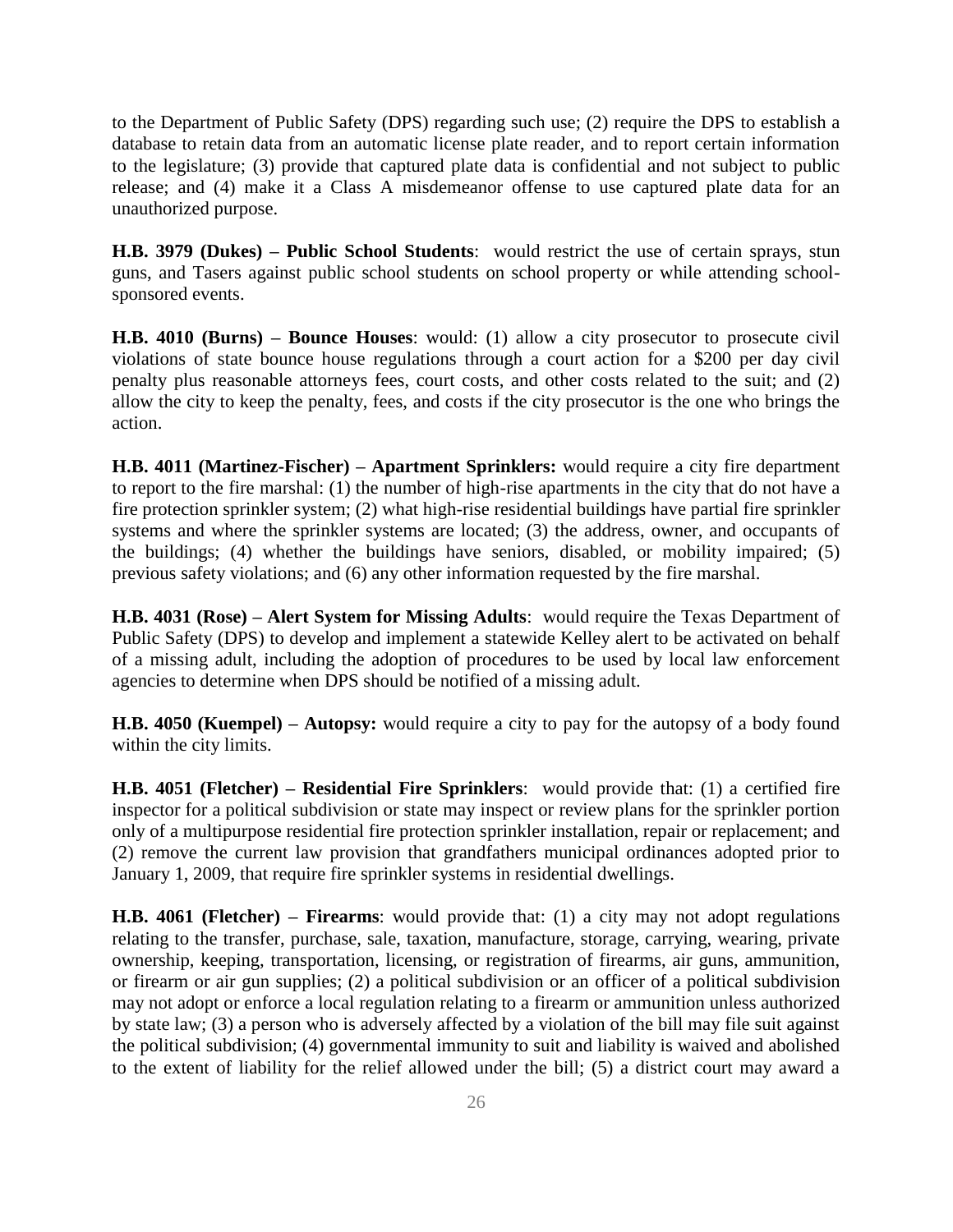to the Department of Public Safety (DPS) regarding such use; (2) require the DPS to establish a database to retain data from an automatic license plate reader, and to report certain information to the legislature; (3) provide that captured plate data is confidential and not subject to public release; and (4) make it a Class A misdemeanor offense to use captured plate data for an unauthorized purpose.

**H.B. 3979 (Dukes) – Public School Students**: would restrict the use of certain sprays, stun guns, and Tasers against public school students on school property or while attending school-sponsored events.

**H.B. 4010 (Burns) – Bounce Houses**: would: (1) allow a city prosecutor to prosecute civil violations of state bounce house regulations through a court action for a $200 per day civil penalty plus reasonable attorneys fees, court costs, and other costs related to the suit; and (2) allow the city to keep the penalty, fees, and costs if the city prosecutor is the one who brings the action.

**H.B. 4011 (Martinez-Fischer) – Apartment Sprinklers:** would require a city fire department to report to the fire marshal: (1) the number of high-rise apartments in the city that do not have a fire protection sprinkler system; (2) what high-rise residential buildings have partial fire sprinkler systems and where the sprinkler systems are located; (3) the address, owner, and occupants of the buildings; (4) whether the buildings have seniors, disabled, or mobility impaired; (5) previous safety violations; and (6) any other information requested by the fire marshal.

**H.B. 4031 (Rose) – Alert System for Missing Adults**: would require the Texas Department of Public Safety (DPS) to develop and implement a statewide Kelley alert to be activated on behalf of a missing adult, including the adoption of procedures to be used by local law enforcement agencies to determine when DPS should be notified of a missing adult.

**H.B. 4050 (Kuempel) – Autopsy:** would require a city to pay for the autopsy of a body found within the city limits.

**H.B. 4051 (Fletcher) – Residential Fire Sprinklers**: would provide that: (1) a certified fire inspector for a political subdivision or state may inspect or review plans for the sprinkler portion only of a multipurpose residential fire protection sprinkler installation, repair or replacement; and (2) remove the current law provision that grandfathers municipal ordinances adopted prior to January 1, 2009, that require fire sprinkler systems in residential dwellings.

**H.B. 4061 (Fletcher) – Firearms**: would provide that: (1) a city may not adopt regulations relating to the transfer, purchase, sale, taxation, manufacture, storage, carrying, wearing, private ownership, keeping, transportation, licensing, or registration of firearms, air guns, ammunition, or firearm or air gun supplies; (2) a political subdivision or an officer of a political subdivision may not adopt or enforce a local regulation relating to a firearm or ammunition unless authorized by state law; (3) a person who is adversely affected by a violation of the bill may file suit against the political subdivision; (4) governmental immunity to suit and liability is waived and abolished to the extent of liability for the relief allowed under the bill; (5) a district court may award a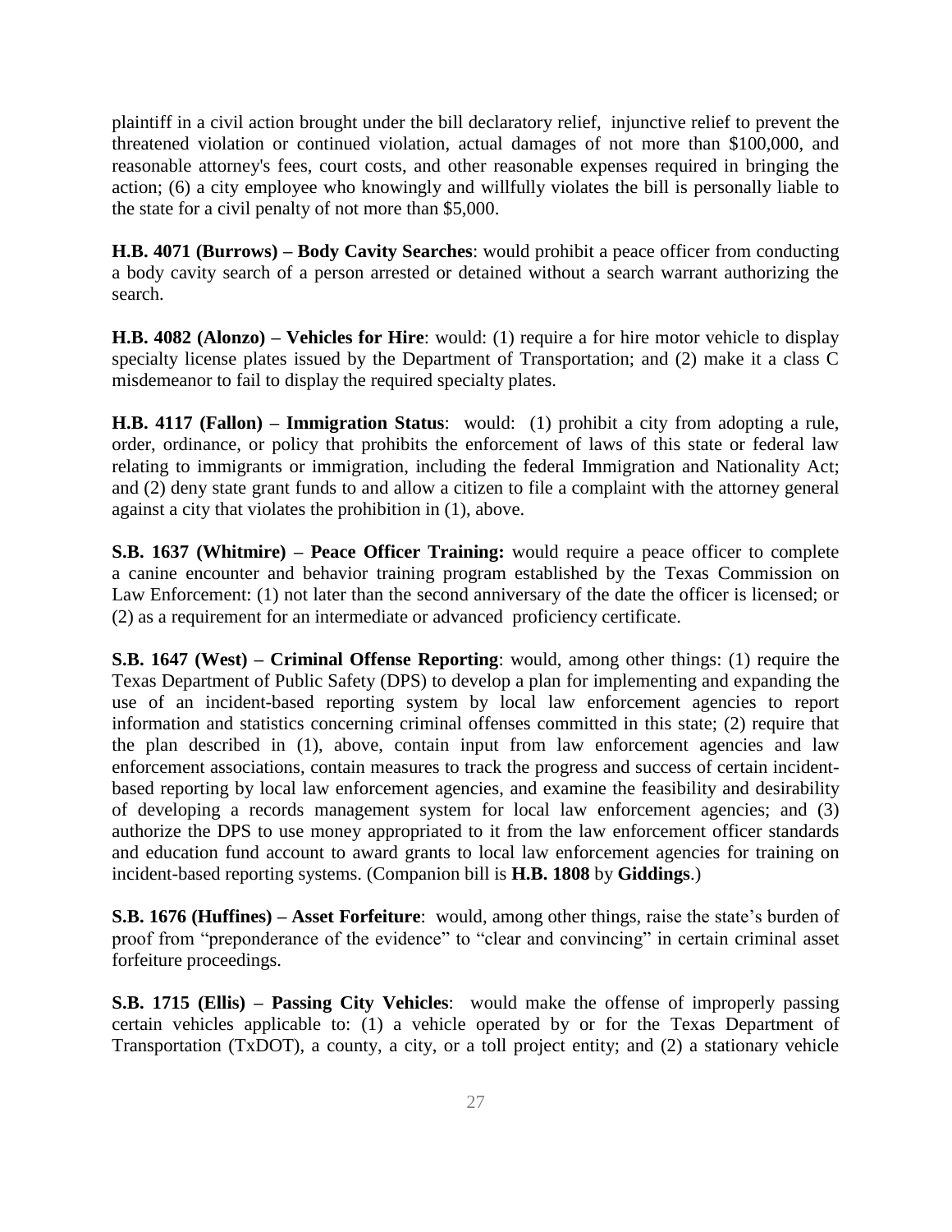plaintiff in a civil action brought under the bill declaratory relief, injunctive relief to prevent the threatened violation or continued violation, actual damages of not more than $100,000, and reasonable attorney's fees, court costs, and other reasonable expenses required in bringing the action; (6) a city employee who knowingly and willfully violates the bill is personally liable to the state for a civil penalty of not more than $5,000.

**H.B. 4071 (Burrows) – Body Cavity Searches**: would prohibit a peace officer from conducting a body cavity search of a person arrested or detained without a search warrant authorizing the search.

**H.B. 4082 (Alonzo) – Vehicles for Hire**: would: (1) require a for hire motor vehicle to display specialty license plates issued by the Department of Transportation; and (2) make it a class C misdemeanor to fail to display the required specialty plates.

**H.B. 4117 (Fallon) – Immigration Status**: would: (1) prohibit a city from adopting a rule, order, ordinance, or policy that prohibits the enforcement of laws of this state or federal law relating to immigrants or immigration, including the federal Immigration and Nationality Act; and (2) deny state grant funds to and allow a citizen to file a complaint with the attorney general against a city that violates the prohibition in (1), above.

**S.B. 1637 (Whitmire) – Peace Officer Training:** would require a peace officer to complete a canine encounter and behavior training program established by the Texas Commission on Law Enforcement: (1) not later than the second anniversary of the date the officer is licensed; or (2) as a requirement for an intermediate or advanced proficiency certificate.

**S.B. 1647 (West) – Criminal Offense Reporting**: would, among other things: (1) require the Texas Department of Public Safety (DPS) to develop a plan for implementing and expanding the use of an incident-based reporting system by local law enforcement agencies to report information and statistics concerning criminal offenses committed in this state; (2) require that the plan described in (1), above, contain input from law enforcement agencies and law enforcement associations, contain measures to track the progress and success of certain incident-based reporting by local law enforcement agencies, and examine the feasibility and desirability of developing a records management system for local law enforcement agencies; and (3) authorize the DPS to use money appropriated to it from the law enforcement officer standards and education fund account to award grants to local law enforcement agencies for training on incident-based reporting systems. (Companion bill is **H.B. 1808** by **Giddings**.)

**S.B. 1676 (Huffines) – Asset Forfeiture**: would, among other things, raise the state's burden of proof from "preponderance of the evidence" to "clear and convincing" in certain criminal asset forfeiture proceedings.

**S.B. 1715 (Ellis) – Passing City Vehicles**: would make the offense of improperly passing certain vehicles applicable to: (1) a vehicle operated by or for the Texas Department of Transportation (TxDOT), a county, a city, or a toll project entity; and (2) a stationary vehicle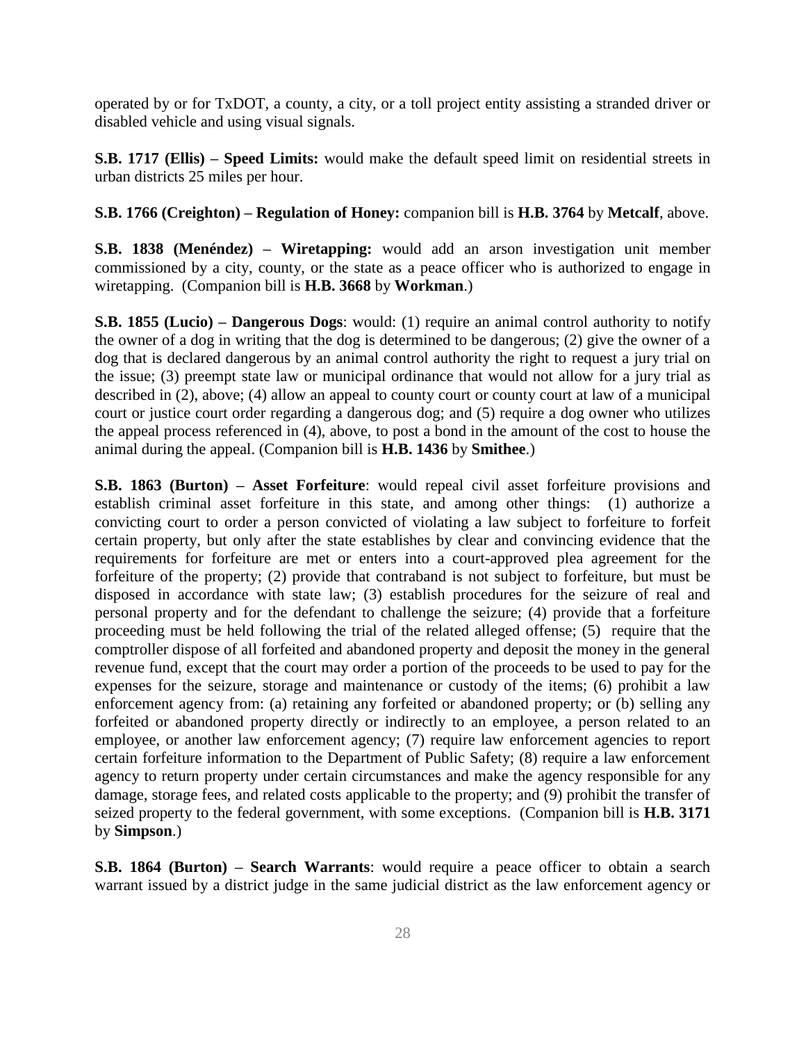operated by or for TxDOT, a county, a city, or a toll project entity assisting a stranded driver or disabled vehicle and using visual signals.

**S.B. 1717 (Ellis) – Speed Limits:** would make the default speed limit on residential streets in urban districts 25 miles per hour.

**S.B. 1766 (Creighton) – Regulation of Honey:** companion bill is **H.B. 3764** by **Metcalf**, above.

**S.B. 1838 (Menéndez) – Wiretapping:** would add an arson investigation unit member commissioned by a city, county, or the state as a peace officer who is authorized to engage in wiretapping. (Companion bill is **H.B. 3668** by **Workman**.)

**S.B. 1855 (Lucio) – Dangerous Dogs**: would: (1) require an animal control authority to notify the owner of a dog in writing that the dog is determined to be dangerous; (2) give the owner of a dog that is declared dangerous by an animal control authority the right to request a jury trial on the issue; (3) preempt state law or municipal ordinance that would not allow for a jury trial as described in (2), above; (4) allow an appeal to county court or county court at law of a municipal court or justice court order regarding a dangerous dog; and (5) require a dog owner who utilizes the appeal process referenced in (4), above, to post a bond in the amount of the cost to house the animal during the appeal. (Companion bill is **H.B. 1436** by **Smithee**.)

**S.B. 1863 (Burton) – Asset Forfeiture**: would repeal civil asset forfeiture provisions and establish criminal asset forfeiture in this state, and among other things: (1) authorize a convicting court to order a person convicted of violating a law subject to forfeiture to forfeit certain property, but only after the state establishes by clear and convincing evidence that the requirements for forfeiture are met or enters into a court-approved plea agreement for the forfeiture of the property; (2) provide that contraband is not subject to forfeiture, but must be disposed in accordance with state law; (3) establish procedures for the seizure of real and personal property and for the defendant to challenge the seizure; (4) provide that a forfeiture proceeding must be held following the trial of the related alleged offense; (5) require that the comptroller dispose of all forfeited and abandoned property and deposit the money in the general revenue fund, except that the court may order a portion of the proceeds to be used to pay for the expenses for the seizure, storage and maintenance or custody of the items; (6) prohibit a law enforcement agency from: (a) retaining any forfeited or abandoned property; or (b) selling any forfeited or abandoned property directly or indirectly to an employee, a person related to an employee, or another law enforcement agency; (7) require law enforcement agencies to report certain forfeiture information to the Department of Public Safety; (8) require a law enforcement agency to return property under certain circumstances and make the agency responsible for any damage, storage fees, and related costs applicable to the property; and (9) prohibit the transfer of seized property to the federal government, with some exceptions. (Companion bill is **H.B. 3171** by **Simpson**.)

**S.B. 1864 (Burton) – Search Warrants**: would require a peace officer to obtain a search warrant issued by a district judge in the same judicial district as the law enforcement agency or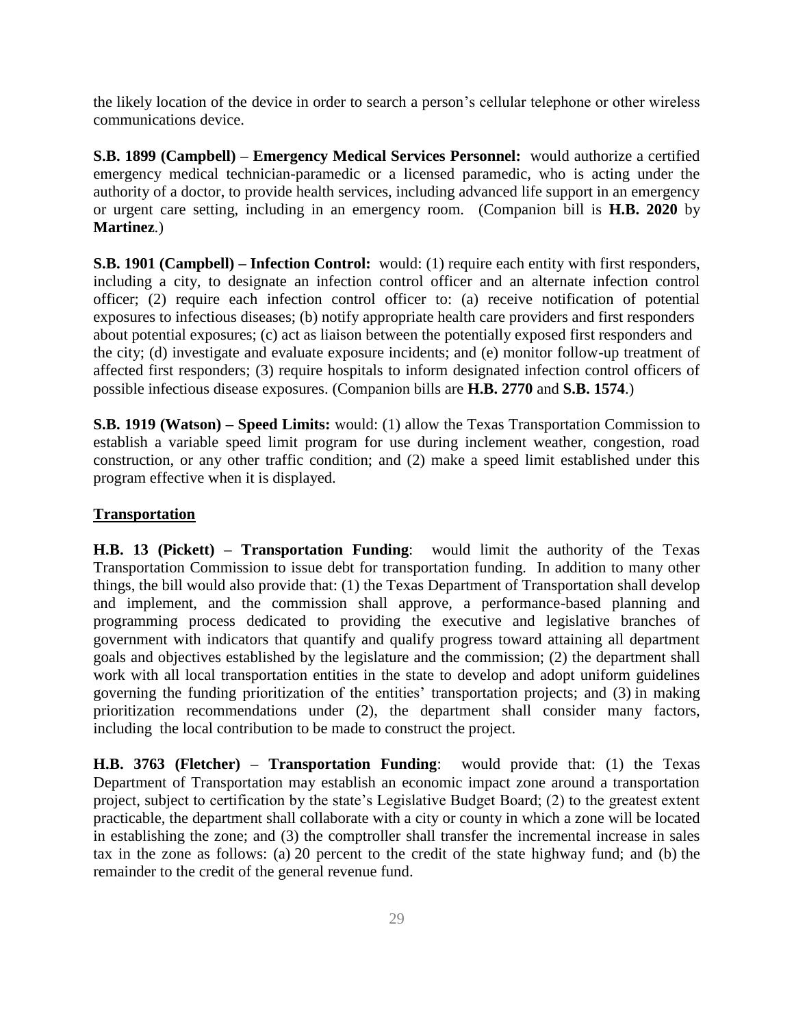the likely location of the device in order to search a person's cellular telephone or other wireless communications device.

**S.B. 1899 (Campbell) – Emergency Medical Services Personnel:** would authorize a certified emergency medical technician-paramedic or a licensed paramedic, who is acting under the authority of a doctor, to provide health services, including advanced life support in an emergency or urgent care setting, including in an emergency room. (Companion bill is **H.B. 2020** by **Martinez**.)

**S.B. 1901 (Campbell) – Infection Control:** would: (1) require each entity with first responders, including a city, to designate an infection control officer and an alternate infection control officer; (2) require each infection control officer to: (a) receive notification of potential exposures to infectious diseases; (b) notify appropriate health care providers and first responders about potential exposures; (c) act as liaison between the potentially exposed first responders and the city; (d) investigate and evaluate exposure incidents; and (e) monitor follow-up treatment of affected first responders; (3) require hospitals to inform designated infection control officers of possible infectious disease exposures. (Companion bills are **H.B. 2770** and **S.B. 1574**.)

**S.B. 1919 (Watson) – Speed Limits:** would: (1) allow the Texas Transportation Commission to establish a variable speed limit program for use during inclement weather, congestion, road construction, or any other traffic condition; and (2) make a speed limit established under this program effective when it is displayed.

## Transportation

**H.B. 13 (Pickett) – Transportation Funding**: would limit the authority of the Texas Transportation Commission to issue debt for transportation funding. In addition to many other things, the bill would also provide that: (1) the Texas Department of Transportation shall develop and implement, and the commission shall approve, a performance-based planning and programming process dedicated to providing the executive and legislative branches of government with indicators that quantify and qualify progress toward attaining all department goals and objectives established by the legislature and the commission; (2) the department shall work with all local transportation entities in the state to develop and adopt uniform guidelines governing the funding prioritization of the entities' transportation projects; and (3) in making prioritization recommendations under (2), the department shall consider many factors, including the local contribution to be made to construct the project.

**H.B. 3763 (Fletcher) – Transportation Funding**: would provide that: (1) the Texas Department of Transportation may establish an economic impact zone around a transportation project, subject to certification by the state's Legislative Budget Board; (2) to the greatest extent practicable, the department shall collaborate with a city or county in which a zone will be located in establishing the zone; and (3) the comptroller shall transfer the incremental increase in sales tax in the zone as follows: (a) 20 percent to the credit of the state highway fund; and (b) the remainder to the credit of the general revenue fund.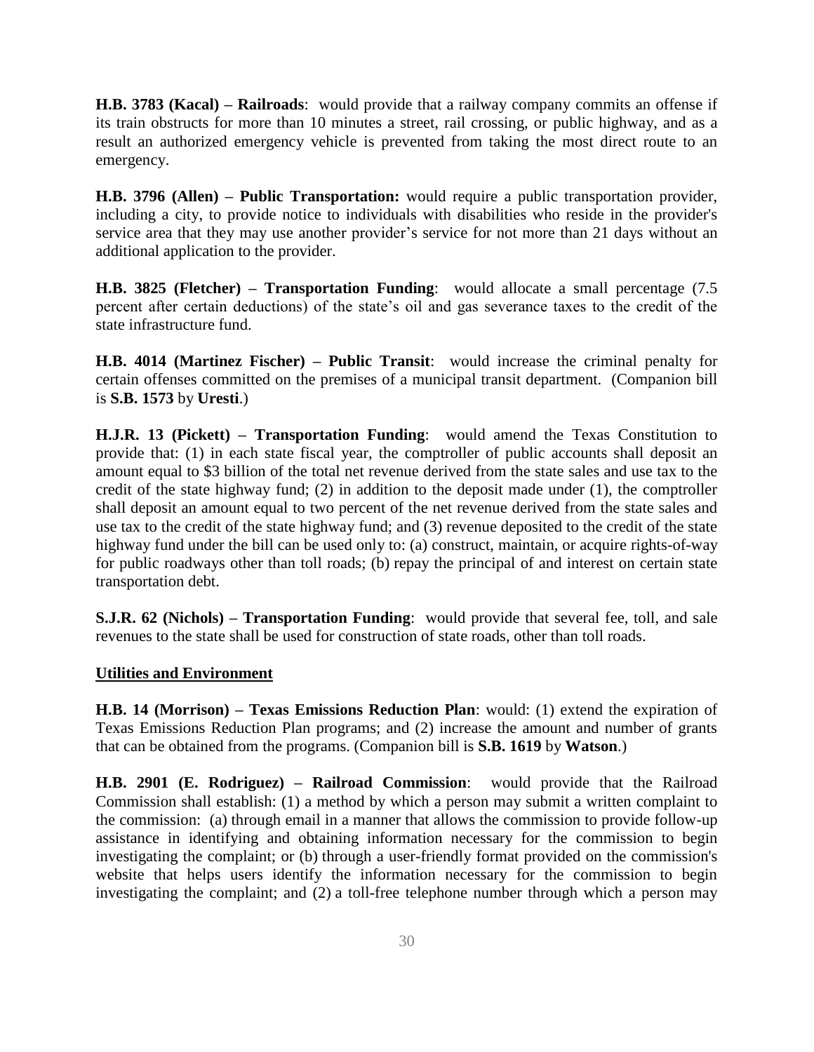**H.B. 3783 (Kacal) – Railroads**: would provide that a railway company commits an offense if its train obstructs for more than 10 minutes a street, rail crossing, or public highway, and as a result an authorized emergency vehicle is prevented from taking the most direct route to an emergency.

**H.B. 3796 (Allen) – Public Transportation:** would require a public transportation provider, including a city, to provide notice to individuals with disabilities who reside in the provider's service area that they may use another provider's service for not more than 21 days without an additional application to the provider.

**H.B. 3825 (Fletcher) – Transportation Funding**: would allocate a small percentage (7.5 percent after certain deductions) of the state's oil and gas severance taxes to the credit of the state infrastructure fund.

**H.B. 4014 (Martinez Fischer) – Public Transit**: would increase the criminal penalty for certain offenses committed on the premises of a municipal transit department. (Companion bill is **S.B. 1573** by **Uresti**.)

**H.J.R. 13 (Pickett) – Transportation Funding**: would amend the Texas Constitution to provide that: (1) in each state fiscal year, the comptroller of public accounts shall deposit an amount equal to $3 billion of the total net revenue derived from the state sales and use tax to the credit of the state highway fund; (2) in addition to the deposit made under (1), the comptroller shall deposit an amount equal to two percent of the net revenue derived from the state sales and use tax to the credit of the state highway fund; and (3) revenue deposited to the credit of the state highway fund under the bill can be used only to: (a) construct, maintain, or acquire rights-of-way for public roadways other than toll roads; (b) repay the principal of and interest on certain state transportation debt.

**S.J.R. 62 (Nichols) – Transportation Funding**: would provide that several fee, toll, and sale revenues to the state shall be used for construction of state roads, other than toll roads.

**Utilities and Environment**

**H.B. 14 (Morrison) – Texas Emissions Reduction Plan**: would: (1) extend the expiration of Texas Emissions Reduction Plan programs; and (2) increase the amount and number of grants that can be obtained from the programs. (Companion bill is **S.B. 1619** by **Watson**.)

**H.B. 2901 (E. Rodriguez) – Railroad Commission**: would provide that the Railroad Commission shall establish: (1) a method by which a person may submit a written complaint to the commission: (a) through email in a manner that allows the commission to provide follow-up assistance in identifying and obtaining information necessary for the commission to begin investigating the complaint; or (b) through a user-friendly format provided on the commission's website that helps users identify the information necessary for the commission to begin investigating the complaint; and (2) a toll-free telephone number through which a person may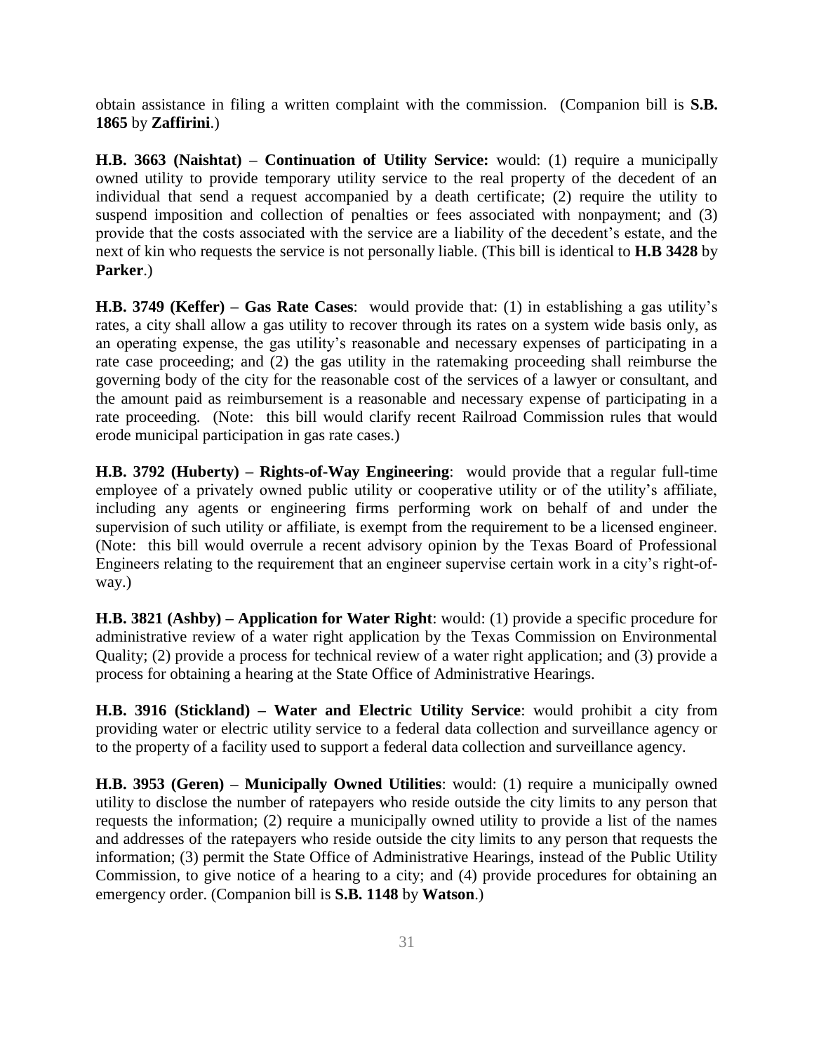obtain assistance in filing a written complaint with the commission. (Companion bill is **S.B. 1865** by **Zaffirini**.)

**H.B. 3663 (Naishtat) – Continuation of Utility Service:** would: (1) require a municipally owned utility to provide temporary utility service to the real property of the decedent of an individual that send a request accompanied by a death certificate; (2) require the utility to suspend imposition and collection of penalties or fees associated with nonpayment; and (3) provide that the costs associated with the service are a liability of the decedent's estate, and the next of kin who requests the service is not personally liable. (This bill is identical to **H.B 3428** by **Parker**.)

**H.B. 3749 (Keffer) – Gas Rate Cases**: would provide that: (1) in establishing a gas utility's rates, a city shall allow a gas utility to recover through its rates on a system wide basis only, as an operating expense, the gas utility's reasonable and necessary expenses of participating in a rate case proceeding; and (2) the gas utility in the ratemaking proceeding shall reimburse the governing body of the city for the reasonable cost of the services of a lawyer or consultant, and the amount paid as reimbursement is a reasonable and necessary expense of participating in a rate proceeding. (Note: this bill would clarify recent Railroad Commission rules that would erode municipal participation in gas rate cases.)

**H.B. 3792 (Huberty) – Rights-of-Way Engineering**: would provide that a regular full-time employee of a privately owned public utility or cooperative utility or of the utility's affiliate, including any agents or engineering firms performing work on behalf of and under the supervision of such utility or affiliate, is exempt from the requirement to be a licensed engineer. (Note: this bill would overrule a recent advisory opinion by the Texas Board of Professional Engineers relating to the requirement that an engineer supervise certain work in a city's right-of-way.)

**H.B. 3821 (Ashby) – Application for Water Right**: would: (1) provide a specific procedure for administrative review of a water right application by the Texas Commission on Environmental Quality; (2) provide a process for technical review of a water right application; and (3) provide a process for obtaining a hearing at the State Office of Administrative Hearings.

**H.B. 3916 (Stickland) – Water and Electric Utility Service**: would prohibit a city from providing water or electric utility service to a federal data collection and surveillance agency or to the property of a facility used to support a federal data collection and surveillance agency.

**H.B. 3953 (Geren) – Municipally Owned Utilities**: would: (1) require a municipally owned utility to disclose the number of ratepayers who reside outside the city limits to any person that requests the information; (2) require a municipally owned utility to provide a list of the names and addresses of the ratepayers who reside outside the city limits to any person that requests the information; (3) permit the State Office of Administrative Hearings, instead of the Public Utility Commission, to give notice of a hearing to a city; and (4) provide procedures for obtaining an emergency order. (Companion bill is **S.B. 1148** by **Watson**.)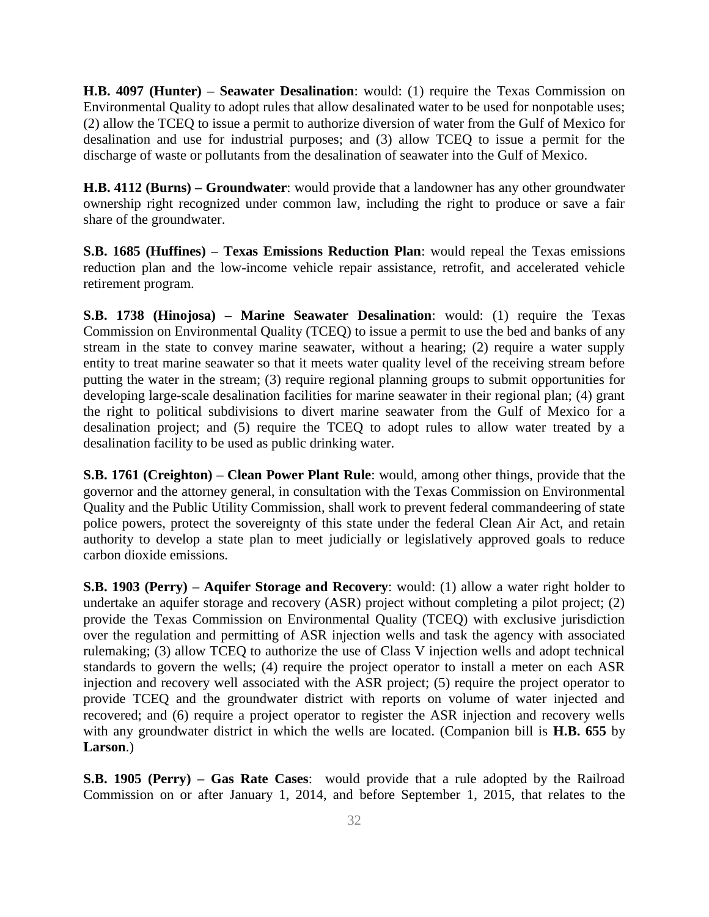**H.B. 4097 (Hunter) – Seawater Desalination**: would: (1) require the Texas Commission on Environmental Quality to adopt rules that allow desalinated water to be used for nonpotable uses; (2) allow the TCEQ to issue a permit to authorize diversion of water from the Gulf of Mexico for desalination and use for industrial purposes; and (3) allow TCEQ to issue a permit for the discharge of waste or pollutants from the desalination of seawater into the Gulf of Mexico.

**H.B. 4112 (Burns) – Groundwater**: would provide that a landowner has any other groundwater ownership right recognized under common law, including the right to produce or save a fair share of the groundwater.

**S.B. 1685 (Huffines) – Texas Emissions Reduction Plan**: would repeal the Texas emissions reduction plan and the low-income vehicle repair assistance, retrofit, and accelerated vehicle retirement program.

**S.B. 1738 (Hinojosa) – Marine Seawater Desalination**: would: (1) require the Texas Commission on Environmental Quality (TCEQ) to issue a permit to use the bed and banks of any stream in the state to convey marine seawater, without a hearing; (2) require a water supply entity to treat marine seawater so that it meets water quality level of the receiving stream before putting the water in the stream; (3) require regional planning groups to submit opportunities for developing large-scale desalination facilities for marine seawater in their regional plan; (4) grant the right to political subdivisions to divert marine seawater from the Gulf of Mexico for a desalination project; and (5) require the TCEQ to adopt rules to allow water treated by a desalination facility to be used as public drinking water.

**S.B. 1761 (Creighton) – Clean Power Plant Rule**: would, among other things, provide that the governor and the attorney general, in consultation with the Texas Commission on Environmental Quality and the Public Utility Commission, shall work to prevent federal commandeering of state police powers, protect the sovereignty of this state under the federal Clean Air Act, and retain authority to develop a state plan to meet judicially or legislatively approved goals to reduce carbon dioxide emissions.

**S.B. 1903 (Perry) – Aquifer Storage and Recovery**: would: (1) allow a water right holder to undertake an aquifer storage and recovery (ASR) project without completing a pilot project; (2) provide the Texas Commission on Environmental Quality (TCEQ) with exclusive jurisdiction over the regulation and permitting of ASR injection wells and task the agency with associated rulemaking; (3) allow TCEQ to authorize the use of Class V injection wells and adopt technical standards to govern the wells; (4) require the project operator to install a meter on each ASR injection and recovery well associated with the ASR project; (5) require the project operator to provide TCEQ and the groundwater district with reports on volume of water injected and recovered; and (6) require a project operator to register the ASR injection and recovery wells with any groundwater district in which the wells are located. (Companion bill is **H.B. 655** by **Larson**.)

**S.B. 1905 (Perry) – Gas Rate Cases**: would provide that a rule adopted by the Railroad Commission on or after January 1, 2014, and before September 1, 2015, that relates to the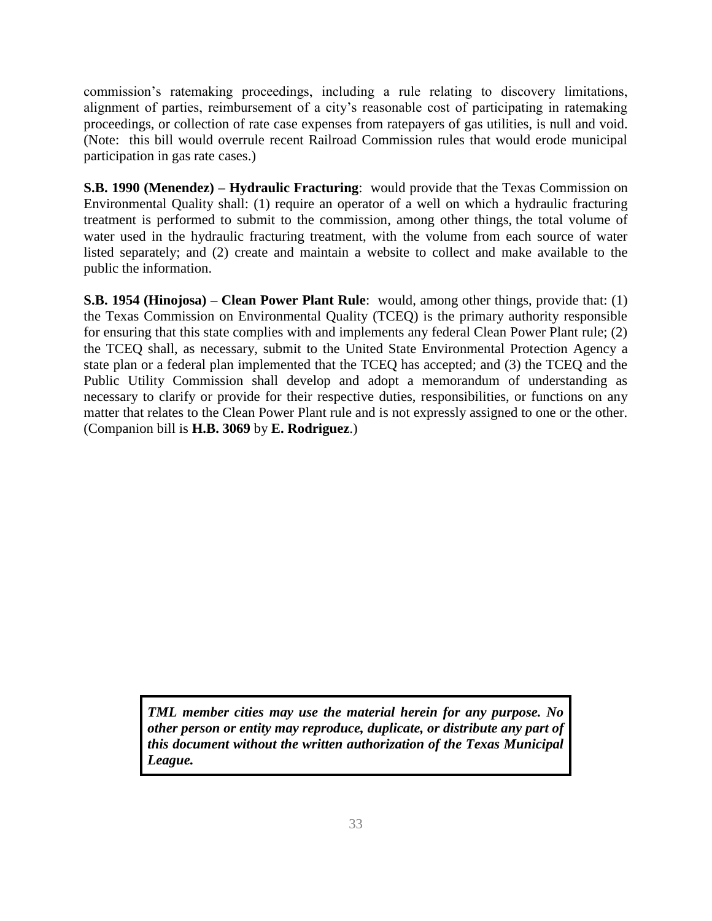commission's ratemaking proceedings, including a rule relating to discovery limitations, alignment of parties, reimbursement of a city's reasonable cost of participating in ratemaking proceedings, or collection of rate case expenses from ratepayers of gas utilities, is null and void. (Note: this bill would overrule recent Railroad Commission rules that would erode municipal participation in gas rate cases.)

**S.B. 1990 (Menendez) – Hydraulic Fracturing**: would provide that the Texas Commission on Environmental Quality shall: (1) require an operator of a well on which a hydraulic fracturing treatment is performed to submit to the commission, among other things, the total volume of water used in the hydraulic fracturing treatment, with the volume from each source of water listed separately; and (2) create and maintain a website to collect and make available to the public the information.

**S.B. 1954 (Hinojosa) – Clean Power Plant Rule**: would, among other things, provide that: (1) the Texas Commission on Environmental Quality (TCEQ) is the primary authority responsible for ensuring that this state complies with and implements any federal Clean Power Plant rule; (2) the TCEQ shall, as necessary, submit to the United State Environmental Protection Agency a state plan or a federal plan implemented that the TCEQ has accepted; and (3) the TCEQ and the Public Utility Commission shall develop and adopt a memorandum of understanding as necessary to clarify or provide for their respective duties, responsibilities, or functions on any matter that relates to the Clean Power Plant rule and is not expressly assigned to one or the other. (Companion bill is **H.B. 3069** by **E. Rodriguez**.)

***TML member cities may use the material herein for any purpose. No other person or entity may reproduce, duplicate, or distribute any part of this document without the written authorization of the Texas Municipal League.***